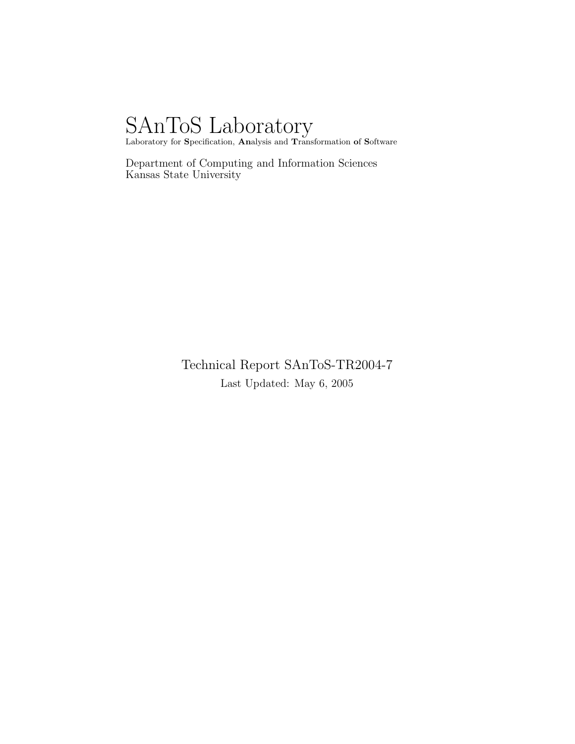# SAnToS Laboratory

Laboratory for **S**pecification, **An**alysis and **T**ransformation **o**f **S**oftware

Department of Computing and Information Sciences
Kansas State University

Technical Report SAnToS-TR2004-7

Last Updated: May 6, 2005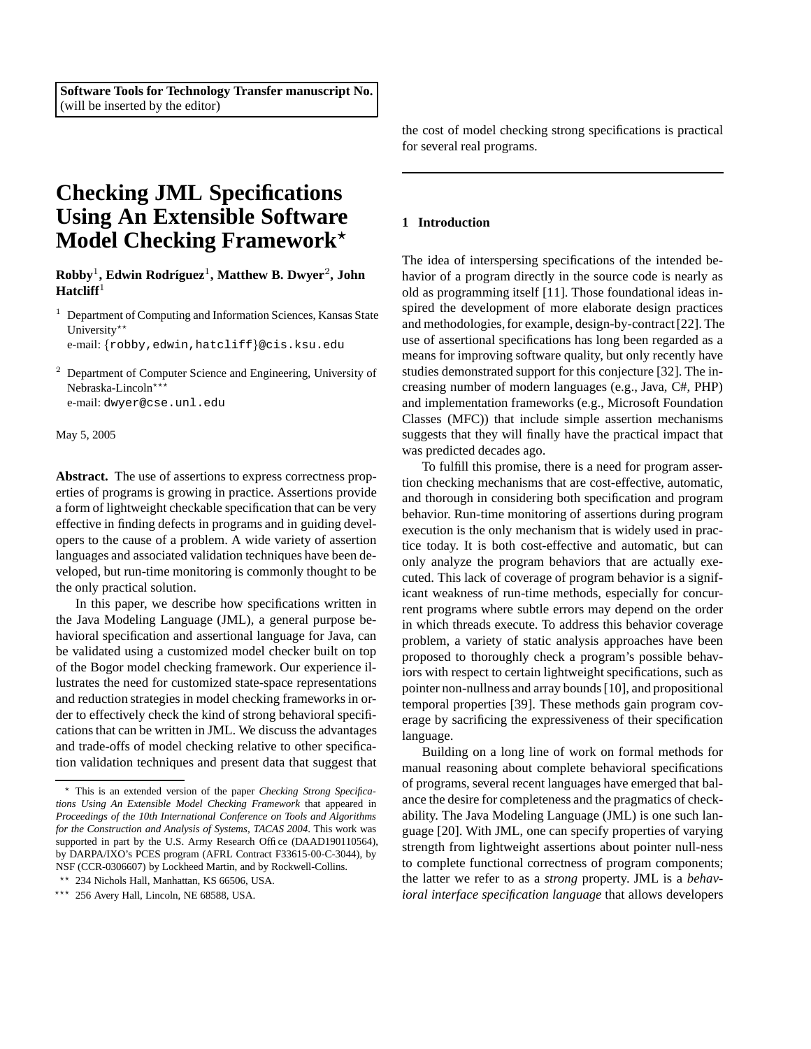**Software Tools for Technology Transfer manuscript No.**
(will be inserted by the editor)

# Checking JML Specifications Using An Extensible Software Model Checking Framework*

**Robby**[1], **Edwin Rodríguez**[1], **Matthew B. Dwyer**[2], **John Hatcliff**[1]

[1] Department of Computing and Information Sciences, Kansas State University**
e-mail: {robby,edwin,hatcliff}@cis.ksu.edu

[2] Department of Computer Science and Engineering, University of Nebraska-Lincoln***
e-mail: dwyer@cse.unl.edu

May 5, 2005

**Abstract.** The use of assertions to express correctness properties of programs is growing in practice. Assertions provide a form of lightweight checkable specification that can be very effective in finding defects in programs and in guiding developers to the cause of a problem. A wide variety of assertion languages and associated validation techniques have been developed, but run-time monitoring is commonly thought to be the only practical solution.

In this paper, we describe how specifications written in the Java Modeling Language (JML), a general purpose behavioral specification and assertional language for Java, can be validated using a customized model checker built on top of the Bogor model checking framework. Our experience illustrates the need for customized state-space representations and reduction strategies in model checking frameworks in order to effectively check the kind of strong behavioral specifications that can be written in JML. We discuss the advantages and trade-offs of model checking relative to other specification validation techniques and present data that suggest that the cost of model checking strong specifications is practical for several real programs.

* This is an extended version of the paper *Checking Strong Specifications Using An Extensible Model Checking Framework* that appeared in *Proceedings of the 10th International Conference on Tools and Algorithms for the Construction and Analysis of Systems, TACAS 2004*. This work was supported in part by the U.S. Army Research Office (DAAD190110564), by DARPA/IXO's PCES program (AFRL Contract F33615-00-C-3044), by NSF (CCR-0306607) by Lockheed Martin, and by Rockwell-Collins.

** 234 Nichols Hall, Manhattan, KS 66506, USA.

*** 256 Avery Hall, Lincoln, NE 68588, USA.

## 1 Introduction

The idea of interspersing specifications of the intended behavior of a program directly in the source code is nearly as old as programming itself [11]. Those foundational ideas inspired the development of more elaborate design practices and methodologies, for example, design-by-contract [22]. The use of assertional specifications has long been regarded as a means for improving software quality, but only recently have studies demonstrated support for this conjecture [32]. The increasing number of modern languages (e.g., Java, C#, PHP) and implementation frameworks (e.g., Microsoft Foundation Classes (MFC)) that include simple assertion mechanisms suggests that they will finally have the practical impact that was predicted decades ago.

To fulfill this promise, there is a need for program assertion checking mechanisms that are cost-effective, automatic, and thorough in considering both specification and program behavior. Run-time monitoring of assertions during program execution is the only mechanism that is widely used in practice today. It is both cost-effective and automatic, but can only analyze the program behaviors that are actually executed. This lack of coverage of program behavior is a significant weakness of run-time methods, especially for concurrent programs where subtle errors may depend on the order in which threads execute. To address this behavior coverage problem, a variety of static analysis approaches have been proposed to thoroughly check a program's possible behaviors with respect to certain lightweight specifications, such as pointer non-nullness and array bounds [10], and propositional temporal properties [39]. These methods gain program coverage by sacrificing the expressiveness of their specification language.

Building on a long line of work on formal methods for manual reasoning about complete behavioral specifications of programs, several recent languages have emerged that balance the desire for completeness and the pragmatics of checkability. The Java Modeling Language (JML) is one such language [20]. With JML, one can specify properties of varying strength from lightweight assertions about pointer null-ness to complete functional correctness of program components; the latter we refer to as a *strong* property. JML is a *behavioral interface specification language* that allows developers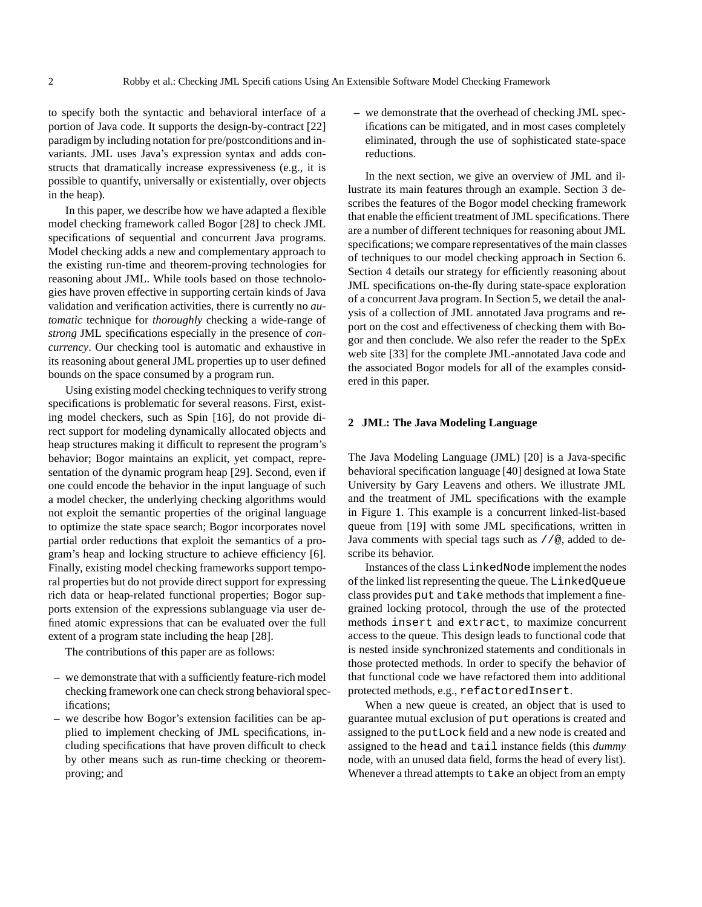to specify both the syntactic and behavioral interface of a portion of Java code. It supports the design-by-contract [22] paradigm by including notation for pre/postconditions and invariants. JML uses Java's expression syntax and adds constructs that dramatically increase expressiveness (e.g., it is possible to quantify, universally or existentially, over objects in the heap).

In this paper, we describe how we have adapted a flexible model checking framework called Bogor [28] to check JML specifications of sequential and concurrent Java programs. Model checking adds a new and complementary approach to the existing run-time and theorem-proving technologies for reasoning about JML. While tools based on those technologies have proven effective in supporting certain kinds of Java validation and verification activities, there is currently no *automatic* technique for *thoroughly* checking a wide-range of *strong* JML specifications especially in the presence of *concurrency*. Our checking tool is automatic and exhaustive in its reasoning about general JML properties up to user defined bounds on the space consumed by a program run.

Using existing model checking techniques to verify strong specifications is problematic for several reasons. First, existing model checkers, such as Spin [16], do not provide direct support for modeling dynamically allocated objects and heap structures making it difficult to represent the program's behavior; Bogor maintains an explicit, yet compact, representation of the dynamic program heap [29]. Second, even if one could encode the behavior in the input language of such a model checker, the underlying checking algorithms would not exploit the semantic properties of the original language to optimize the state space search; Bogor incorporates novel partial order reductions that exploit the semantics of a program's heap and locking structure to achieve efficiency [6]. Finally, existing model checking frameworks support temporal properties but do not provide direct support for expressing rich data or heap-related functional properties; Bogor supports extension of the expressions sublanguage via user defined atomic expressions that can be evaluated over the full extent of a program state including the heap [28].

The contributions of this paper are as follows:

- we demonstrate that with a sufficiently feature-rich model checking framework one can check strong behavioral specifications;
- we describe how Bogor's extension facilities can be applied to implement checking of JML specifications, including specifications that have proven difficult to check by other means such as run-time checking or theorem-proving; and
- we demonstrate that the overhead of checking JML specifications can be mitigated, and in most cases completely eliminated, through the use of sophisticated state-space reductions.

In the next section, we give an overview of JML and illustrate its main features through an example. Section 3 describes the features of the Bogor model checking framework that enable the efficient treatment of JML specifications. There are a number of different techniques for reasoning about JML specifications; we compare representatives of the main classes of techniques to our model checking approach in Section 6. Section 4 details our strategy for efficiently reasoning about JML specifications on-the-fly during state-space exploration of a concurrent Java program. In Section 5, we detail the analysis of a collection of JML annotated Java programs and report on the cost and effectiveness of checking them with Bogor and then conclude. We also refer the reader to the SpEx web site [33] for the complete JML-annotated Java code and the associated Bogor models for all of the examples considered in this paper.

## 2 JML: The Java Modeling Language

The Java Modeling Language (JML) [20] is a Java-specific behavioral specification language [40] designed at Iowa State University by Gary Leavens and others. We illustrate JML and the treatment of JML specifications with the example in Figure 1. This example is a concurrent linked-list-based queue from [19] with some JML specifications, written in Java comments with special tags such as `//@`, added to describe its behavior.

Instances of the class `LinkedNode` implement the nodes of the linked list representing the queue. The `LinkedQueue` class provides `put` and `take` methods that implement a fine-grained locking protocol, through the use of the protected methods `insert` and `extract`, to maximize concurrent access to the queue. This design leads to functional code that is nested inside synchronized statements and conditionals in those protected methods. In order to specify the behavior of that functional code we have refactored them into additional protected methods, e.g., `refactoredInsert`.

When a new queue is created, an object that is used to guarantee mutual exclusion of `put` operations is created and assigned to the `putLock` field and a new node is created and assigned to the `head` and `tail` instance fields (this *dummy* node, with an unused data field, forms the head of every list). Whenever a thread attempts to `take` an object from an empty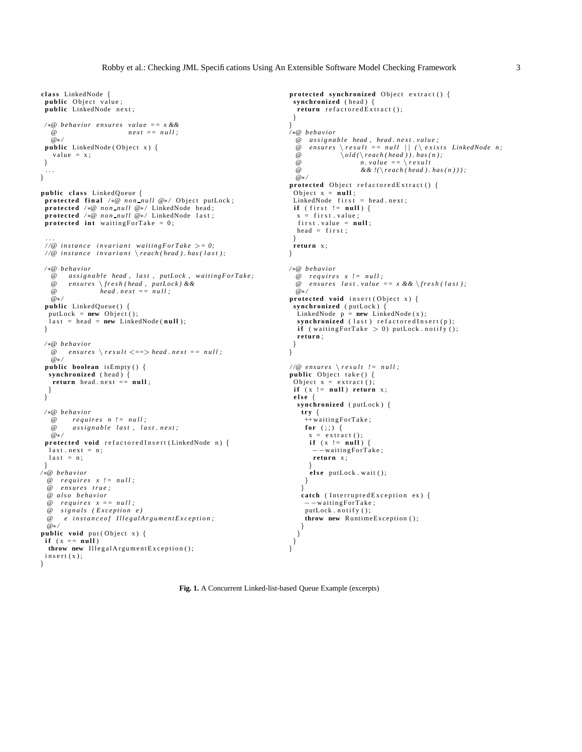```java
class LinkedNode {
 public Object value;
 public LinkedNode next;

 /*@ behavior ensures value == x &&
   @                    next == null;
   @*/
 public LinkedNode(Object x) {
   value = x;
 }
 ...
}

public class LinkedQueue {
 protected final /*@ non_null @*/ Object putLock;
 protected /*@ non_null @*/ LinkedNode head;
 protected /*@ non_null @*/ LinkedNode last;
 protected int waitingForTake = 0;

 ...
 //@ instance invariant waitingForTake >= 0;
 //@ instance invariant \reach(head).has(last);

 /*@ behavior
   @    assignable head, last, putLock, waitingForTake;
   @    ensures \fresh(head, putLock) &&
   @            head.next == null;
   @*/
 public LinkedQueue() {
  putLock = new Object();
  last = head = new LinkedNode(null);
 }

 /*@ behavior
   @    ensures \result <==> head.next == null;
   @*/
 public boolean isEmpty() {
   synchronized (head) {
    return head.next == null;
   }
 }

 /*@ behavior
   @      requires n != null;
   @      assignable last, last.next;
   @*/
 protected void refactoredInsert(LinkedNode n) {
  last.next = n;
  last = n;
 }
/*@ behavior
  @   requires x != null;
  @   ensures true;
  @ also behavior
  @   requires x == null;
  @   signals (Exception e)
  @    e instanceof IllegalArgumentException;
  @*/
public void put(Object x) {
 if (x == null)
  throw new IllegalArgumentException();
 insert(x);
}

protected synchronized Object extract() {
 synchronized (head) {
  return refactoredExtract();
 }
}
/*@ behavior
  @  assignable head, head.next.value;
  @  ensures \result == null || (\exists LinkedNode n;
  @           \old(\reach(head)).has(n);
  @                  n.value == \result
  @                  && !(\reach(head).has(n)));
  @*/
protected Object refactoredExtract() {
 Object x = null;
 LinkedNode first = head.next;
 if (first != null) {
  x = first.value;
  first.value = null;
  head = first;
 }
 return x;
}

/*@ behavior
  @  requires x != null;
  @  ensures last.value == x && \fresh(last);
  @*/
protected void insert(Object x) {
 synchronized (putLock) {
  LinkedNode p = new LinkedNode(x);
  synchronized (last) refactoredInsert(p);
  if (waitingForTake > 0) putLock.notify();
  return;
 }
}

//@ ensures \result != null;
public Object take() {
 Object x = extract();
 if (x != null) return x;
 else {
  synchronized (putLock) {
   try {
    ++waitingForTake;
    for (;;) {
     x = extract();
     if (x != null) {
      --waitingForTake;
      return x;
     }
     else putLock.wait();
    }
   }
   catch (InterruptedException ex) {
    --waitingForTake;
    putLock.notify();
    throw new RuntimeException();
   }
  }
 }
}
```

**Fig. 1.** A Concurrent Linked-list-based Queue Example (excerpts)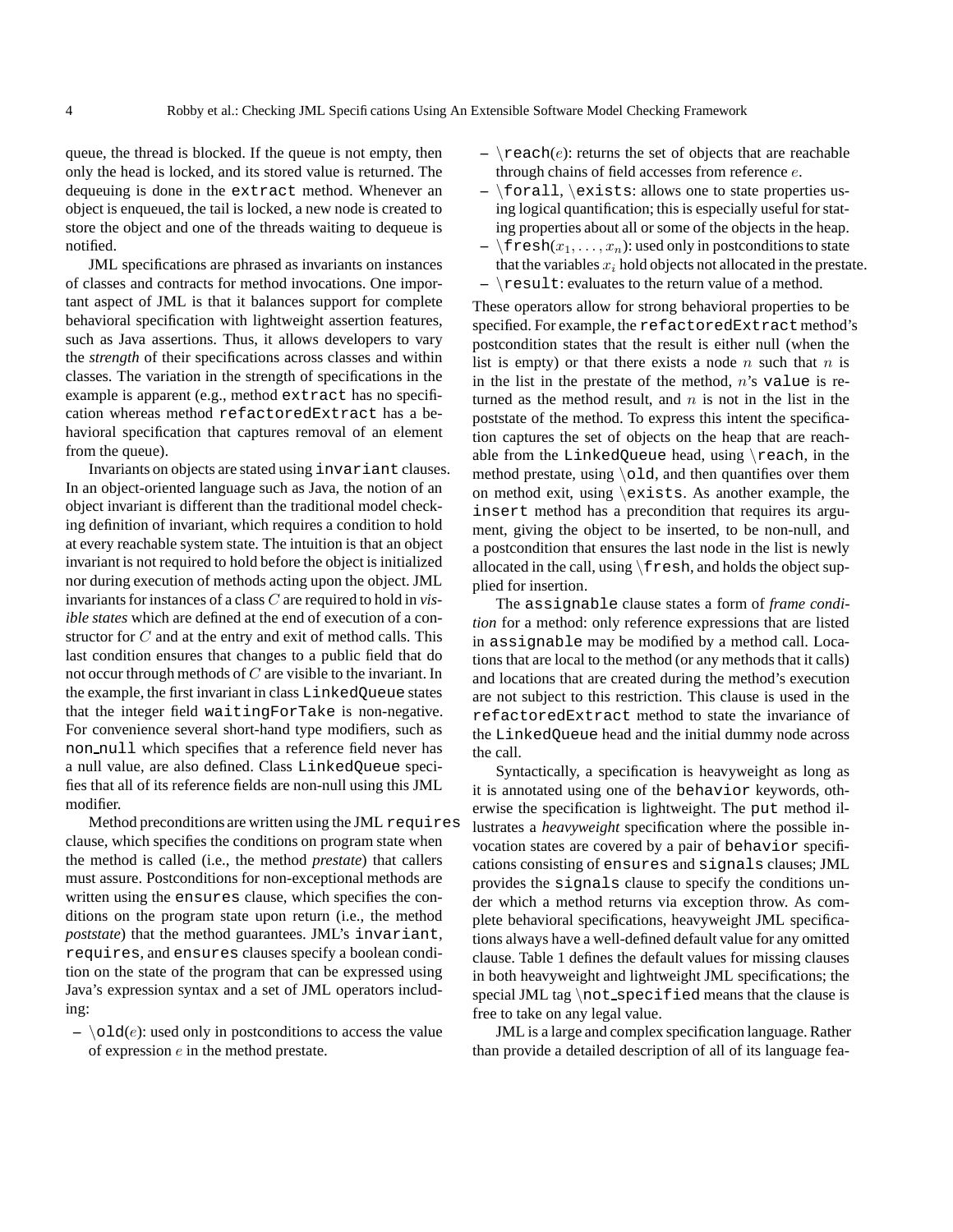queue, the thread is blocked. If the queue is not empty, then only the head is locked, and its stored value is returned. The dequeuing is done in the `extract` method. Whenever an object is enqueued, the tail is locked, a new node is created to store the object and one of the threads waiting to dequeue is notified.

JML specifications are phrased as invariants on instances of classes and contracts for method invocations. One important aspect of JML is that it balances support for complete behavioral specification with lightweight assertion features, such as Java assertions. Thus, it allows developers to vary the *strength* of their specifications across classes and within classes. The variation in the strength of specifications in the example is apparent (e.g., method `extract` has no specification whereas method `refactoredExtract` has a behavioral specification that captures removal of an element from the queue).

Invariants on objects are stated using `invariant` clauses. In an object-oriented language such as Java, the notion of an object invariant is different than the traditional model checking definition of invariant, which requires a condition to hold at every reachable system state. The intuition is that an object invariant is not required to hold before the object is initialized nor during execution of methods acting upon the object. JML invariants for instances of a class $C$ are required to hold in *visible states* which are defined at the end of execution of a constructor for $C$ and at the entry and exit of method calls. This last condition ensures that changes to a public field that do not occur through methods of $C$ are visible to the invariant. In the example, the first invariant in class `LinkedQueue` states that the integer field `waitingForTake` is non-negative. For convenience several short-hand type modifiers, such as `non_null` which specifies that a reference field never has a null value, are also defined. Class `LinkedQueue` specifies that all of its reference fields are non-null using this JML modifier.

Method preconditions are written using the JML `requires` clause, which specifies the conditions on program state when the method is called (i.e., the method *prestate*) that callers must assure. Postconditions for non-exceptional methods are written using the `ensures` clause, which specifies the conditions on the program state upon return (i.e., the method *poststate*) that the method guarantees. JML's `invariant`, `requires`, and `ensures` clauses specify a boolean condition on the state of the program that can be expressed using Java's expression syntax and a set of JML operators including:

- `\old`($e$): used only in postconditions to access the value of expression $e$ in the method prestate.
- `\reach`($e$): returns the set of objects that are reachable through chains of field accesses from reference $e$.
- `\forall`, `\exists`: allows one to state properties using logical quantification; this is especially useful for stating properties about all or some of the objects in the heap.
- `\fresh`($x_1, \ldots, x_n$): used only in postconditions to state that the variables $x_i$ hold objects not allocated in the prestate.
- `\result`: evaluates to the return value of a method.

These operators allow for strong behavioral properties to be specified. For example, the `refactoredExtract` method's postcondition states that the result is either null (when the list is empty) or that there exists a node $n$ such that $n$ is in the list in the prestate of the method, $n$'s `value` is returned as the method result, and $n$ is not in the list in the poststate of the method. To express this intent the specification captures the set of objects on the heap that are reachable from the `LinkedQueue` head, using `\reach`, in the method prestate, using `\old`, and then quantifies over them on method exit, using `\exists`. As another example, the `insert` method has a precondition that requires its argument, giving the object to be inserted, to be non-null, and a postcondition that ensures the last node in the list is newly allocated in the call, using `\fresh`, and holds the object supplied for insertion.

The `assignable` clause states a form of *frame condition* for a method: only reference expressions that are listed in `assignable` may be modified by a method call. Locations that are local to the method (or any methods that it calls) and locations that are created during the method's execution are not subject to this restriction. This clause is used in the `refactoredExtract` method to state the invariance of the `LinkedQueue` head and the initial dummy node across the call.

Syntactically, a specification is heavyweight as long as it is annotated using one of the `behavior` keywords, otherwise the specification is lightweight. The `put` method illustrates a *heavyweight* specification where the possible invocation states are covered by a pair of `behavior` specifications consisting of `ensures` and `signals` clauses; JML provides the `signals` clause to specify the conditions under which a method returns via exception throw. As complete behavioral specifications, heavyweight JML specifications always have a well-defined default value for any omitted clause. Table 1 defines the default values for missing clauses in both heavyweight and lightweight JML specifications; the special JML tag `\not_specified` means that the clause is free to take on any legal value.

JML is a large and complex specification language. Rather than provide a detailed description of all of its language fea-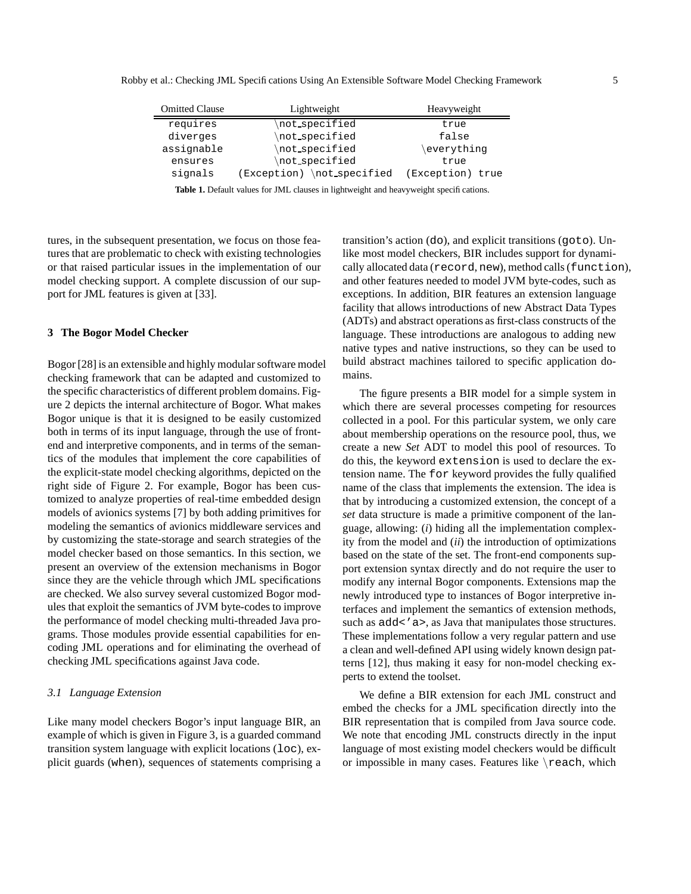| Omitted Clause | Lightweight | Heavyweight |
|---|---|---|
| `requires` | `\not_specified` | `true` |
| `diverges` | `\not_specified` | `false` |
| `assignable` | `\not_specified` | `\everything` |
| `ensures` | `\not_specified` | `true` |
| `signals` | `(Exception) \not_specified` | `(Exception) true` |

**Table 1.** Default values for JML clauses in lightweight and heavyweight specifications.

tures, in the subsequent presentation, we focus on those features that are problematic to check with existing technologies or that raised particular issues in the implementation of our model checking support. A complete discussion of our support for JML features is given at [33].

## 3 The Bogor Model Checker

Bogor [28] is an extensible and highly modular software model checking framework that can be adapted and customized to the specific characteristics of different problem domains. Figure 2 depicts the internal architecture of Bogor. What makes Bogor unique is that it is designed to be easily customized both in terms of its input language, through the use of front-end and interpretive components, and in terms of the semantics of the modules that implement the core capabilities of the explicit-state model checking algorithms, depicted on the right side of Figure 2. For example, Bogor has been customized to analyze properties of real-time embedded design models of avionics systems [7] by both adding primitives for modeling the semantics of avionics middleware services and by customizing the state-storage and search strategies of the model checker based on those semantics. In this section, we present an overview of the extension mechanisms in Bogor since they are the vehicle through which JML specifications are checked. We also survey several customized Bogor modules that exploit the semantics of JVM byte-codes to improve the performance of model checking multi-threaded Java programs. Those modules provide essential capabilities for encoding JML operations and for eliminating the overhead of checking JML specifications against Java code.

### *3.1 Language Extension*

Like many model checkers Bogor's input language BIR, an example of which is given in Figure 3, is a guarded command transition system language with explicit locations (`loc`), explicit guards (`when`), sequences of statements comprising a transition's action (`do`), and explicit transitions (`goto`). Unlike most model checkers, BIR includes support for dynamically allocated data (`record`, `new`), method calls (`function`), and other features needed to model JVM byte-codes, such as exceptions. In addition, BIR features an extension language facility that allows introductions of new Abstract Data Types (ADTs) and abstract operations as first-class constructs of the language. These introductions are analogous to adding new native types and native instructions, so they can be used to build abstract machines tailored to specific application domains.

The figure presents a BIR model for a simple system in which there are several processes competing for resources collected in a pool. For this particular system, we only care about membership operations on the resource pool, thus, we create a new *Set* ADT to model this pool of resources. To do this, the keyword `extension` is used to declare the extension name. The `for` keyword provides the fully qualified name of the class that implements the extension. The idea is that by introducing a customized extension, the concept of a *set* data structure is made a primitive component of the language, allowing: (*i*) hiding all the implementation complexity from the model and (*ii*) the introduction of optimizations based on the state of the set. The front-end components support extension syntax directly and do not require the user to modify any internal Bogor components. Extensions map the newly introduced type to instances of Bogor interpretive interfaces and implement the semantics of extension methods, such as `add<'a>`, as Java that manipulates those structures. These implementations follow a very regular pattern and use a clean and well-defined API using widely known design patterns [12], thus making it easy for non-model checking experts to extend the toolset.

We define a BIR extension for each JML construct and embed the checks for a JML specification directly into the BIR representation that is compiled from Java source code. We note that encoding JML constructs directly in the input language of most existing model checkers would be difficult or impossible in many cases. Features like `\reach`, which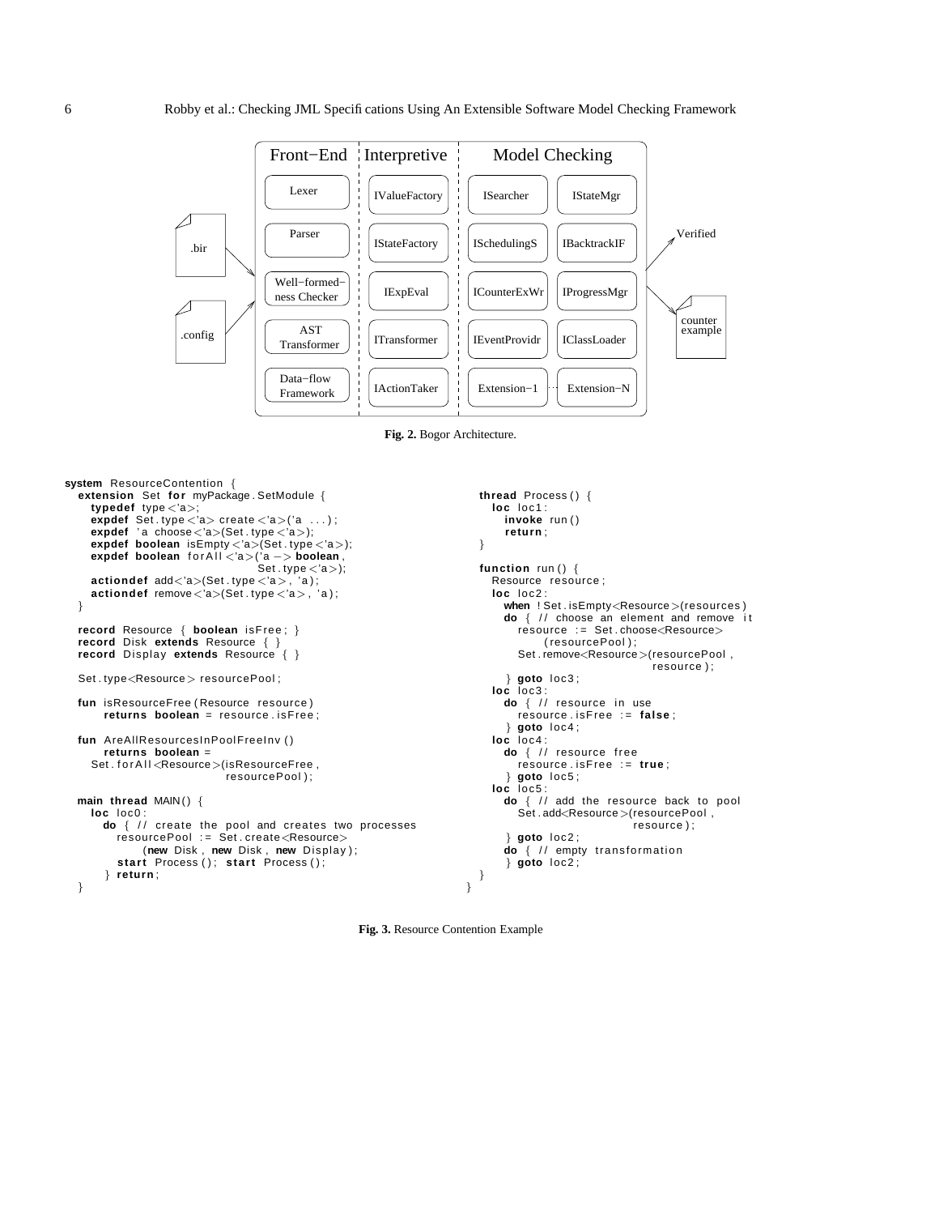Front−End | Interpretive | Model Checking

Lexer, Parser, Well−formed−ness Checker, AST Transformer, Data−flow Framework

IValueFactory, IStateFactory, IExpEval, ITransformer, IActionTaker

ISearcher, IStateMgr, ISchedulingS, IBacktrackIF, ICounterExWr, IProgressMgr, IEventProvidr, IClassLoader, Extension−1 ... Extension−N

.bir, .config → Verified / counter example

**Fig. 2.** Bogor Architecture.

```
system ResourceContention {
  extension Set for myPackage.SetModule {
    typedef type<'a>;
    expdef Set.type<'a> create<'a>('a ...);
    expdef 'a choose<'a>(Set.type<'a>);
    expdef boolean isEmpty<'a>(Set.type<'a>);
    expdef boolean forAll<'a>('a -> boolean,
                              Set.type<'a>);
    actiondef add<'a>(Set.type<'a>, 'a);
    actiondef remove<'a>(Set.type<'a>, 'a);
  }

  record Resource { boolean isFree; }
  record Disk extends Resource { }
  record Display extends Resource { }

  Set.type<Resource> resourcePool;

  fun isResourceFree(Resource resource)
      returns boolean = resource.isFree;

  fun AreAllResourcesInPoolFreeInv()
      returns boolean =
    Set.forAll<Resource>(isResourceFree,
                         resourcePool);

  main thread MAIN() {
    loc loc0:
      do { // create the pool and creates two processes
        resourcePool := Set.create<Resource>
            (new Disk, new Disk, new Display);
        start Process(); start Process();
      } return;
  }

  thread Process() {
    loc loc1:
      invoke run()
      return;
  }

  function run() {
    Resource resource;
    loc loc2:
      when !Set.isEmpty<Resource>(resources)
      do { // choose an element and remove it
        resource := Set.choose<Resource>
            (resourcePool);
        Set.remove<Resource>(resourcePool,
                             resource);
      } goto loc3;
    loc loc3:
      do { // resource in use
        resource.isFree := false;
      } goto loc4;
    loc loc4:
      do { // resource free
        resource.isFree := true;
      } goto loc5;
    loc loc5:
      do { // add the resource back to pool
        Set.add<Resource>(resourcePool,
                          resource);
      } goto loc2;
      do { // empty transformation
      } goto loc2;
  }
}
```

**Fig. 3.** Resource Contention Example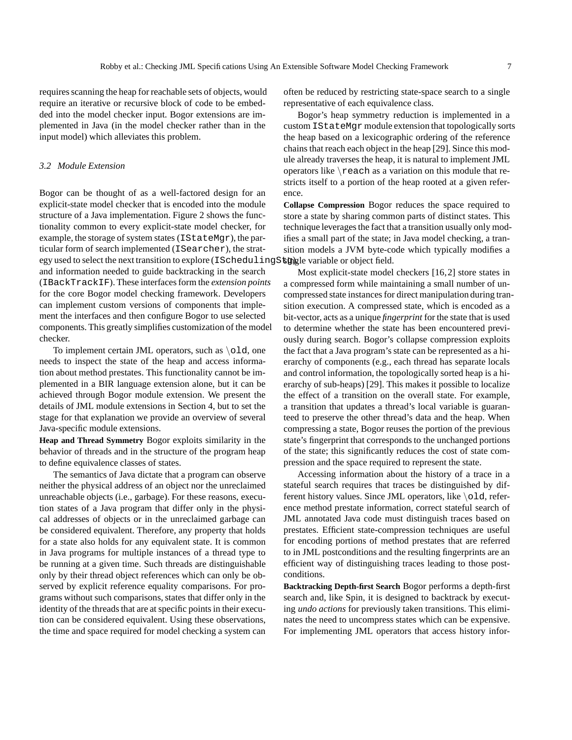requires scanning the heap for reachable sets of objects, would require an iterative or recursive block of code to be embedded into the model checker input. Bogor extensions are implemented in Java (in the model checker rather than in the input model) which alleviates this problem.

### *3.2 Module Extension*

Bogor can be thought of as a well-factored design for an explicit-state model checker that is encoded into the module structure of a Java implementation. Figure 2 shows the functionality common to every explicit-state model checker, for example, the storage of system states (`IStateMgr`), the particular form of search implemented (`ISearcher`), the strategy used to select the next transition to explore (`ISchedulingStg`), and information needed to guide backtracking in the search (`IBackTrackIF`). These interfaces form the *extension points* for the core Bogor model checking framework. Developers can implement custom versions of components that implement the interfaces and then configure Bogor to use selected components. This greatly simplifies customization of the model checker.

To implement certain JML operators, such as `\old`, one needs to inspect the state of the heap and access information about method prestates. This functionality cannot be implemented in a BIR language extension alone, but it can be achieved through Bogor module extension. We present the details of JML module extensions in Section 4, but to set the stage for that explanation we provide an overview of several Java-specific module extensions.

**Heap and Thread Symmetry** Bogor exploits similarity in the behavior of threads and in the structure of the program heap to define equivalence classes of states.

The semantics of Java dictate that a program can observe neither the physical address of an object nor the unreclaimed unreachable objects (i.e., garbage). For these reasons, execution states of a Java program that differ only in the physical addresses of objects or in the unreclaimed garbage can be considered equivalent. Therefore, any property that holds for a state also holds for any equivalent state. It is common in Java programs for multiple instances of a thread type to be running at a given time. Such threads are distinguishable only by their thread object references which can only be observed by explicit reference equality comparisons. For programs without such comparisons, states that differ only in the identity of the threads that are at specific points in their execution can be considered equivalent. Using these observations, the time and space required for model checking a system can often be reduced by restricting state-space search to a single representative of each equivalence class.

Bogor's heap symmetry reduction is implemented in a custom `IStateMgr` module extension that topologically sorts the heap based on a lexicographic ordering of the reference chains that reach each object in the heap [29]. Since this module already traverses the heap, it is natural to implement JML operators like `\reach` as a variation on this module that restricts itself to a portion of the heap rooted at a given reference.

**Collapse Compression** Bogor reduces the space required to store a state by sharing common parts of distinct states. This technique leverages the fact that a transition usually only modifies a small part of the state; in Java model checking, a transition models a JVM byte-code which typically modifies a single variable or object field.

Most explicit-state model checkers [16,2] store states in a compressed form while maintaining a small number of uncompressed state instances for direct manipulation during transition execution. A compressed state, which is encoded as a bit-vector, acts as a unique *fingerprint* for the state that is used to determine whether the state has been encountered previously during search. Bogor's collapse compression exploits the fact that a Java program's state can be represented as a hierarchy of components (e.g., each thread has separate locals and control information, the topologically sorted heap is a hierarchy of sub-heaps) [29]. This makes it possible to localize the effect of a transition on the overall state. For example, a transition that updates a thread's local variable is guaranteed to preserve the other thread's data and the heap. When compressing a state, Bogor reuses the portion of the previous state's fingerprint that corresponds to the unchanged portions of the state; this significantly reduces the cost of state compression and the space required to represent the state.

Accessing information about the history of a trace in a stateful search requires that traces be distinguished by different history values. Since JML operators, like `\old`, reference method prestate information, correct stateful search of JML annotated Java code must distinguish traces based on prestates. Efficient state-compression techniques are useful for encoding portions of method prestates that are referred to in JML postconditions and the resulting fingerprints are an efficient way of distinguishing traces leading to those postconditions.

**Backtracking Depth-first Search** Bogor performs a depth-first search and, like Spin, it is designed to backtrack by executing *undo actions* for previously taken transitions. This eliminates the need to uncompress states which can be expensive. For implementing JML operators that access history infor-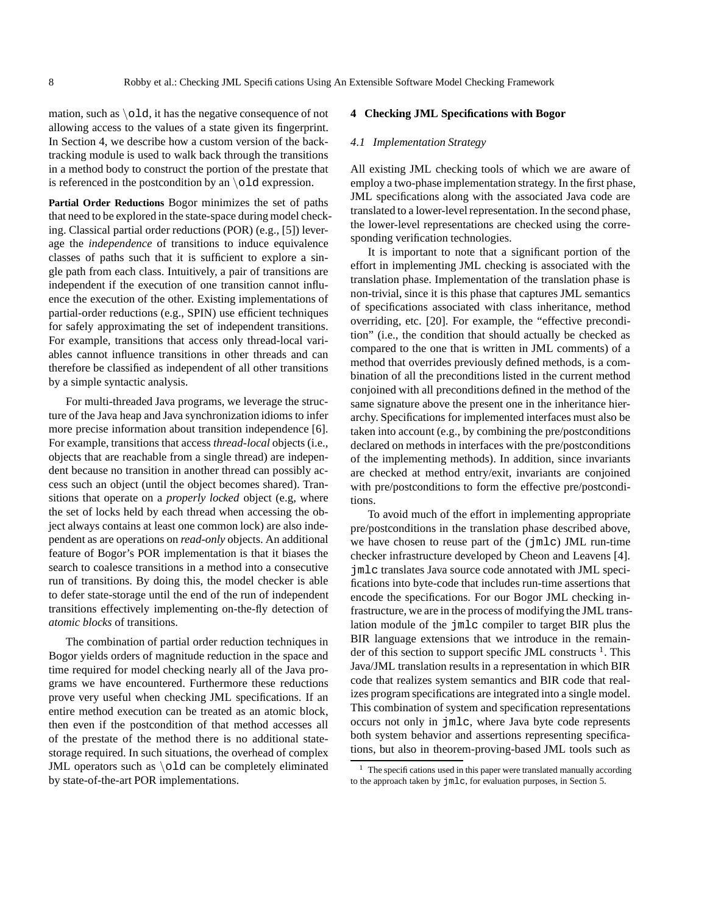mation, such as `\old`, it has the negative consequence of not allowing access to the values of a state given its fingerprint. In Section 4, we describe how a custom version of the backtracking module is used to walk back through the transitions in a method body to construct the portion of the prestate that is referenced in the postcondition by an `\old` expression.

**Partial Order Reductions** Bogor minimizes the set of paths that need to be explored in the state-space during model checking. Classical partial order reductions (POR) (e.g., [5]) leverage the *independence* of transitions to induce equivalence classes of paths such that it is sufficient to explore a single path from each class. Intuitively, a pair of transitions are independent if the execution of one transition cannot influence the execution of the other. Existing implementations of partial-order reductions (e.g., SPIN) use efficient techniques for safely approximating the set of independent transitions. For example, transitions that access only thread-local variables cannot influence transitions in other threads and can therefore be classified as independent of all other transitions by a simple syntactic analysis.

For multi-threaded Java programs, we leverage the structure of the Java heap and Java synchronization idioms to infer more precise information about transition independence [6]. For example, transitions that access *thread-local* objects (i.e., objects that are reachable from a single thread) are independent because no transition in another thread can possibly access such an object (until the object becomes shared). Transitions that operate on a *properly locked* object (e.g, where the set of locks held by each thread when accessing the object always contains at least one common lock) are also independent as are operations on *read-only* objects. An additional feature of Bogor's POR implementation is that it biases the search to coalesce transitions in a method into a consecutive run of transitions. By doing this, the model checker is able to defer state-storage until the end of the run of independent transitions effectively implementing on-the-fly detection of *atomic blocks* of transitions.

The combination of partial order reduction techniques in Bogor yields orders of magnitude reduction in the space and time required for model checking nearly all of the Java programs we have encountered. Furthermore these reductions prove very useful when checking JML specifications. If an entire method execution can be treated as an atomic block, then even if the postcondition of that method accesses all of the prestate of the method there is no additional state-storage required. In such situations, the overhead of complex JML operators such as `\old` can be completely eliminated by state-of-the-art POR implementations.

## 4 Checking JML Specifications with Bogor

### 4.1 Implementation Strategy

All existing JML checking tools of which we are aware of employ a two-phase implementation strategy. In the first phase, JML specifications along with the associated Java code are translated to a lower-level representation. In the second phase, the lower-level representations are checked using the corresponding verification technologies.

It is important to note that a significant portion of the effort in implementing JML checking is associated with the translation phase. Implementation of the translation phase is non-trivial, since it is this phase that captures JML semantics of specifications associated with class inheritance, method overriding, etc. [20]. For example, the "effective precondition" (i.e., the condition that should actually be checked as compared to the one that is written in JML comments) of a method that overrides previously defined methods, is a combination of all the preconditions listed in the current method conjoined with all preconditions defined in the method of the same signature above the present one in the inheritance hierarchy. Specifications for implemented interfaces must also be taken into account (e.g., by combining the pre/postconditions declared on methods in interfaces with the pre/postconditions of the implementing methods). In addition, since invariants are checked at method entry/exit, invariants are conjoined with pre/postconditions to form the effective pre/postconditions.

To avoid much of the effort in implementing appropriate pre/postconditions in the translation phase described above, we have chosen to reuse part of the (`jmlc`) JML run-time checker infrastructure developed by Cheon and Leavens [4]. `jmlc` translates Java source code annotated with JML specifications into byte-code that includes run-time assertions that encode the specifications. For our Bogor JML checking infrastructure, we are in the process of modifying the JML translation module of the `jmlc` compiler to target BIR plus the BIR language extensions that we introduce in the remainder of this section to support specific JML constructs [1]. This Java/JML translation results in a representation in which BIR code that realizes system semantics and BIR code that realizes program specifications are integrated into a single model. This combination of system and specification representations occurs not only in `jmlc`, where Java byte code represents both system behavior and assertions representing specifications, but also in theorem-proving-based JML tools such as

[1] The specifications used in this paper were translated manually according to the approach taken by `jmlc`, for evaluation purposes, in Section 5.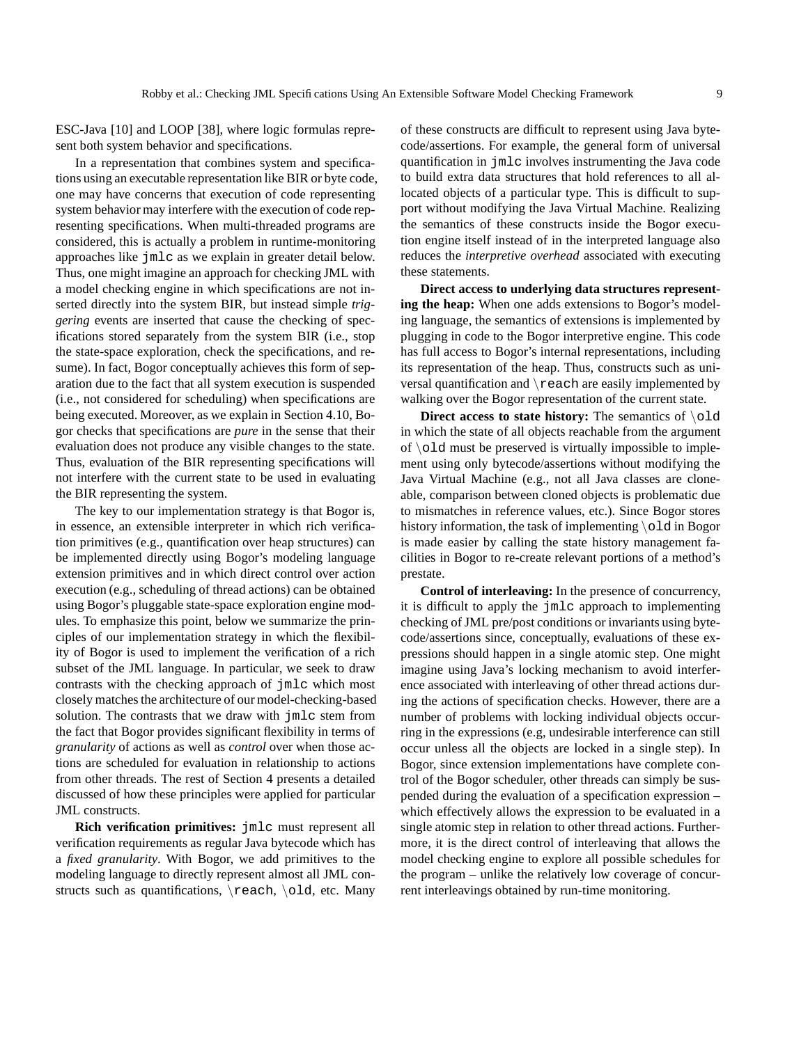ESC-Java [10] and LOOP [38], where logic formulas represent both system behavior and specifications.

In a representation that combines system and specifications using an executable representation like BIR or byte code, one may have concerns that execution of code representing system behavior may interfere with the execution of code representing specifications. When multi-threaded programs are considered, this is actually a problem in runtime-monitoring approaches like `jmlc` as we explain in greater detail below. Thus, one might imagine an approach for checking JML with a model checking engine in which specifications are not inserted directly into the system BIR, but instead simple *triggering* events are inserted that cause the checking of specifications stored separately from the system BIR (i.e., stop the state-space exploration, check the specifications, and resume). In fact, Bogor conceptually achieves this form of separation due to the fact that all system execution is suspended (i.e., not considered for scheduling) when specifications are being executed. Moreover, as we explain in Section 4.10, Bogor checks that specifications are *pure* in the sense that their evaluation does not produce any visible changes to the state. Thus, evaluation of the BIR representing specifications will not interfere with the current state to be used in evaluating the BIR representing the system.

The key to our implementation strategy is that Bogor is, in essence, an extensible interpreter in which rich verification primitives (e.g., quantification over heap structures) can be implemented directly using Bogor's modeling language extension primitives and in which direct control over action execution (e.g., scheduling of thread actions) can be obtained using Bogor's pluggable state-space exploration engine modules. To emphasize this point, below we summarize the principles of our implementation strategy in which the flexibility of Bogor is used to implement the verification of a rich subset of the JML language. In particular, we seek to draw contrasts with the checking approach of `jmlc` which most closely matches the architecture of our model-checking-based solution. The contrasts that we draw with `jmlc` stem from the fact that Bogor provides significant flexibility in terms of *granularity* of actions as well as *control* over when those actions are scheduled for evaluation in relationship to actions from other threads. The rest of Section 4 presents a detailed discussed of how these principles were applied for particular JML constructs.

**Rich verification primitives:** `jmlc` must represent all verification requirements as regular Java bytecode which has a *fixed granularity*. With Bogor, we add primitives to the modeling language to directly represent almost all JML constructs such as quantifications, `\reach`, `\old`, etc. Many of these constructs are difficult to represent using Java bytecode/assertions. For example, the general form of universal quantification in `jmlc` involves instrumenting the Java code to build extra data structures that hold references to all allocated objects of a particular type. This is difficult to support without modifying the Java Virtual Machine. Realizing the semantics of these constructs inside the Bogor execution engine itself instead of in the interpreted language also reduces the *interpretive overhead* associated with executing these statements.

**Direct access to underlying data structures representing the heap:** When one adds extensions to Bogor's modeling language, the semantics of extensions is implemented by plugging in code to the Bogor interpretive engine. This code has full access to Bogor's internal representations, including its representation of the heap. Thus, constructs such as universal quantification and `\reach` are easily implemented by walking over the Bogor representation of the current state.

**Direct access to state history:** The semantics of `\old` in which the state of all objects reachable from the argument of `\old` must be preserved is virtually impossible to implement using only bytecode/assertions without modifying the Java Virtual Machine (e.g., not all Java classes are cloneable, comparison between cloned objects is problematic due to mismatches in reference values, etc.). Since Bogor stores history information, the task of implementing `\old` in Bogor is made easier by calling the state history management facilities in Bogor to re-create relevant portions of a method's prestate.

**Control of interleaving:** In the presence of concurrency, it is difficult to apply the `jmlc` approach to implementing checking of JML pre/post conditions or invariants using bytecode/assertions since, conceptually, evaluations of these expressions should happen in a single atomic step. One might imagine using Java's locking mechanism to avoid interference associated with interleaving of other thread actions during the actions of specification checks. However, there are a number of problems with locking individual objects occurring in the expressions (e.g, undesirable interference can still occur unless all the objects are locked in a single step). In Bogor, since extension implementations have complete control of the Bogor scheduler, other threads can simply be suspended during the evaluation of a specification expression – which effectively allows the expression to be evaluated in a single atomic step in relation to other thread actions. Furthermore, it is the direct control of interleaving that allows the model checking engine to explore all possible schedules for the program – unlike the relatively low coverage of concurrent interleavings obtained by run-time monitoring.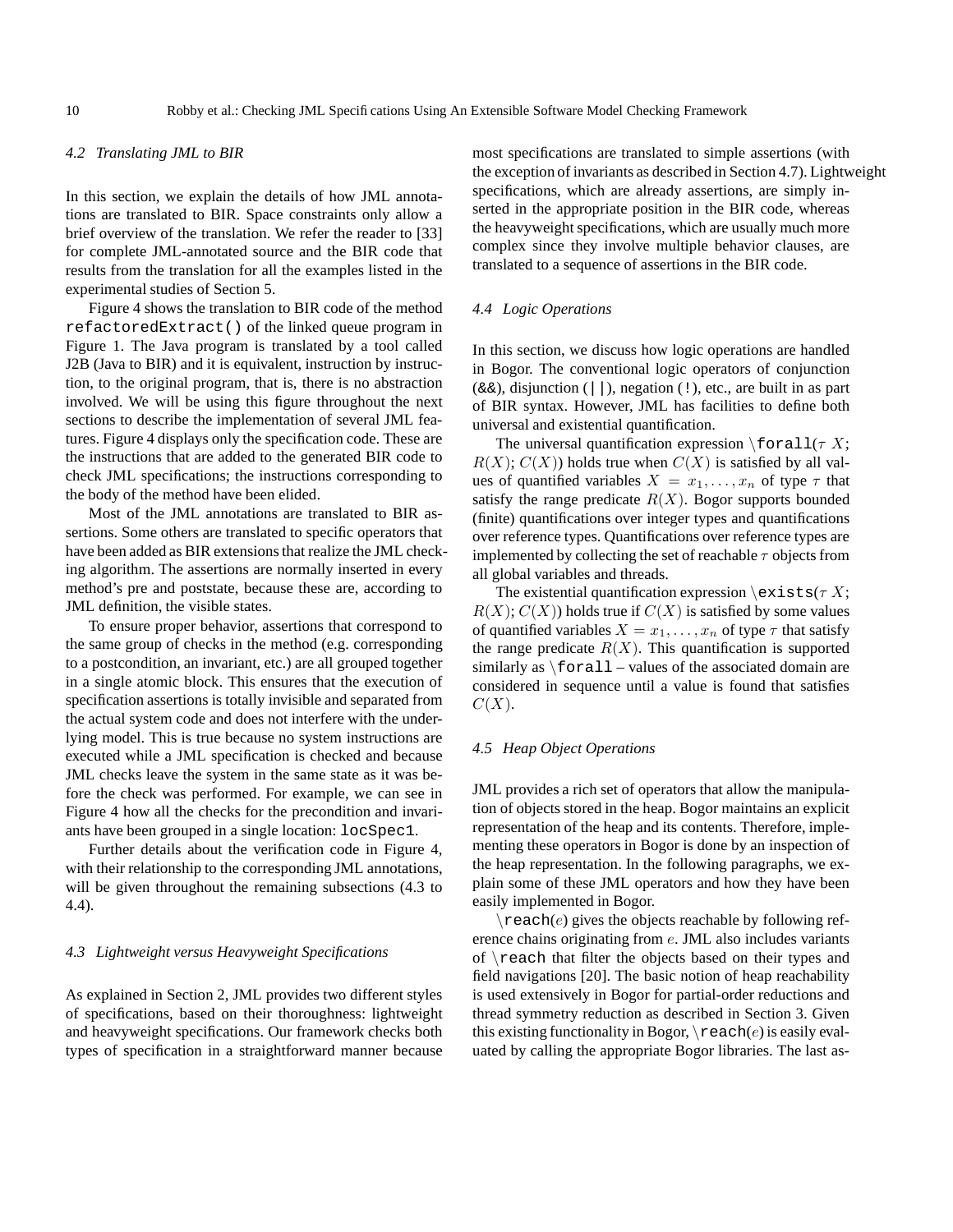### 4.2 Translating JML to BIR

In this section, we explain the details of how JML annotations are translated to BIR. Space constraints only allow a brief overview of the translation. We refer the reader to [33] for complete JML-annotated source and the BIR code that results from the translation for all the examples listed in the experimental studies of Section 5.

Figure 4 shows the translation to BIR code of the method `refactoredExtract()` of the linked queue program in Figure 1. The Java program is translated by a tool called J2B (Java to BIR) and it is equivalent, instruction by instruction, to the original program, that is, there is no abstraction involved. We will be using this figure throughout the next sections to describe the implementation of several JML features. Figure 4 displays only the specification code. These are the instructions that are added to the generated BIR code to check JML specifications; the instructions corresponding to the body of the method have been elided.

Most of the JML annotations are translated to BIR assertions. Some others are translated to specific operators that have been added as BIR extensions that realize the JML checking algorithm. The assertions are normally inserted in every method's pre and poststate, because these are, according to JML definition, the visible states.

To ensure proper behavior, assertions that correspond to the same group of checks in the method (e.g. corresponding to a postcondition, an invariant, etc.) are all grouped together in a single atomic block. This ensures that the execution of specification assertions is totally invisible and separated from the actual system code and does not interfere with the underlying model. This is true because no system instructions are executed while a JML specification is checked and because JML checks leave the system in the same state as it was before the check was performed. For example, we can see in Figure 4 how all the checks for the precondition and invariants have been grouped in a single location: `locSpec1`.

Further details about the verification code in Figure 4, with their relationship to the corresponding JML annotations, will be given throughout the remaining subsections (4.3 to 4.4).

### 4.3 Lightweight versus Heavyweight Specifications

As explained in Section 2, JML provides two different styles of specifications, based on their thoroughness: lightweight and heavyweight specifications. Our framework checks both types of specification in a straightforward manner because most specifications are translated to simple assertions (with the exception of invariants as described in Section 4.7). Lightweight specifications, which are already assertions, are simply inserted in the appropriate position in the BIR code, whereas the heavyweight specifications, which are usually much more complex since they involve multiple behavior clauses, are translated to a sequence of assertions in the BIR code.

### 4.4 Logic Operations

In this section, we discuss how logic operations are handled in Bogor. The conventional logic operators of conjunction (`&&`), disjunction (`||`), negation (`!`), etc., are built in as part of BIR syntax. However, JML has facilities to define both universal and existential quantification.

The universal quantification expression `\forall`($\tau$ $X$; $R(X)$; $C(X)$) holds true when $C(X)$ is satisfied by all values of quantified variables $X = x_1, \ldots, x_n$ of type $\tau$ that satisfy the range predicate $R(X)$. Bogor supports bounded (finite) quantifications over integer types and quantifications over reference types. Quantifications over reference types are implemented by collecting the set of reachable $\tau$ objects from all global variables and threads.

The existential quantification expression `\exists`($\tau$ $X$; $R(X)$; $C(X)$) holds true if $C(X)$ is satisfied by some values of quantified variables $X = x_1, \ldots, x_n$ of type $\tau$ that satisfy the range predicate $R(X)$. This quantification is supported similarly as `\forall` – values of the associated domain are considered in sequence until a value is found that satisfies $C(X)$.

### 4.5 Heap Object Operations

JML provides a rich set of operators that allow the manipulation of objects stored in the heap. Bogor maintains an explicit representation of the heap and its contents. Therefore, implementing these operators in Bogor is done by an inspection of the heap representation. In the following paragraphs, we explain some of these JML operators and how they have been easily implemented in Bogor.

`\reach`($e$) gives the objects reachable by following reference chains originating from $e$. JML also includes variants of `\reach` that filter the objects based on their types and field navigations [20]. The basic notion of heap reachability is used extensively in Bogor for partial-order reductions and thread symmetry reduction as described in Section 3. Given this existing functionality in Bogor, `\reach`($e$) is easily evaluated by calling the appropriate Bogor libraries. The last as-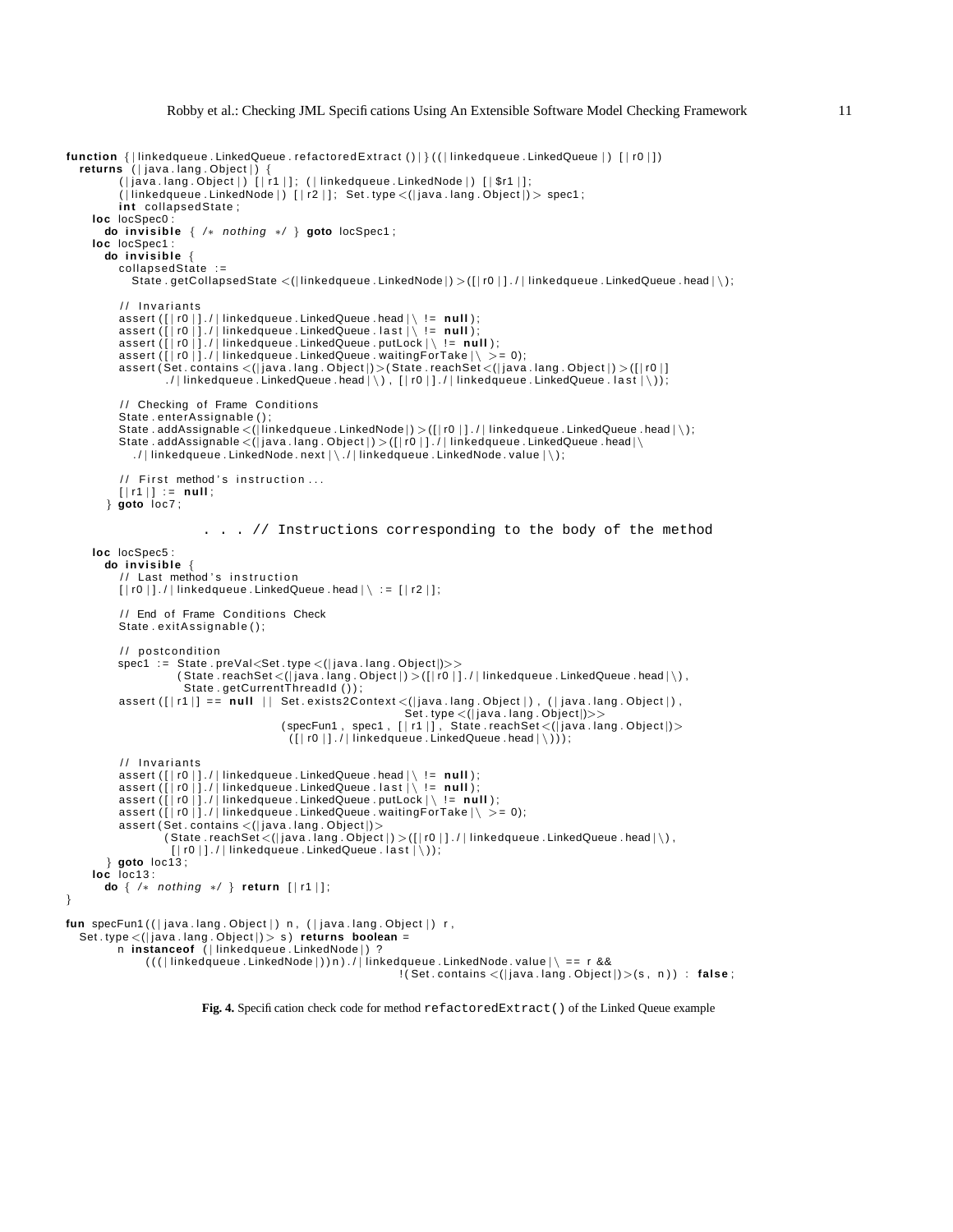```
function {|linkedqueue.LinkedQueue.refactoredExtract()|} ((|linkedqueue.LinkedQueue|) [|r0|])
  returns (|java.lang.Object|) {
        (|java.lang.Object|) [|r1|]; (|linkedqueue.LinkedNode|) [|$r1|];
        (|linkedqueue.LinkedNode|) [|r2|]; Set.type<(|java.lang.Object|)> spec1;
        int collapsedState;
    loc locSpec0:
      do invisible { /* nothing */ } goto locSpec1;
    loc locSpec1:
      do invisible {
        collapsedState :=
          State.getCollapsedState<(|linkedqueue.LinkedNode|)>([|r0|]./|linkedqueue.LinkedQueue.head|\);

        // Invariants
        assert([|r0|]./|linkedqueue.LinkedQueue.head|\ != null);
        assert([|r0|]./|linkedqueue.LinkedQueue.last|\ != null);
        assert([|r0|]./|linkedqueue.LinkedQueue.putLock|\ != null);
        assert([|r0|]./|linkedqueue.LinkedQueue.waitingForTake|\ >= 0);
        assert(Set.contains<(|java.lang.Object|)>(State.reachSet<(|java.lang.Object|)>([|r0|]
               ./|linkedqueue.LinkedQueue.head|\), [|r0|]./|linkedqueue.LinkedQueue.last|\));

        // Checking of Frame Conditions
        State.enterAssignable();
        State.addAssignable<(|linkedqueue.LinkedNode|)>([|r0|]./|linkedqueue.LinkedQueue.head|\);
        State.addAssignable<(|java.lang.Object|)>([|r0|]./|linkedqueue.LinkedQueue.head|\
          ./|linkedqueue.LinkedNode.next|\./|linkedqueue.LinkedNode.value|\);

        // First method's instruction ...
        [|r1|] := null;
      } goto loc7;

                  . . . // Instructions corresponding to the body of the method

    loc locSpec5:
      do invisible {
        // Last method's instruction
        [|r0|]./|linkedqueue.LinkedQueue.head|\ := [|r2|];

        // End of Frame Conditions Check
        State.exitAssignable();

        // postcondition
        spec1 := State.preVal<Set.type<(|java.lang.Object|)>>
                  (State.reachSet<(|java.lang.Object|)>([|r0|]./|linkedqueue.LinkedQueue.head|\),
                   State.getCurrentThreadId());
        assert([|r1|] == null || Set.exists2Context<(|java.lang.Object|), (|java.lang.Object|),
                                                      Set.type<(|java.lang.Object|)>>
                                 (specFun1, spec1, [|r1|], State.reachSet<(|java.lang.Object|)>
                                  ([|r0|]./|linkedqueue.LinkedQueue.head|\)));

        // Invariants
        assert([|r0|]./|linkedqueue.LinkedQueue.head|\ != null);
        assert([|r0|]./|linkedqueue.LinkedQueue.last|\ != null);
        assert([|r0|]./|linkedqueue.LinkedQueue.putLock|\ != null);
        assert([|r0|]./|linkedqueue.LinkedQueue.waitingForTake|\ >= 0);
        assert(Set.contains<(|java.lang.Object|)>
                (State.reachSet<(|java.lang.Object|)>([|r0|]./|linkedqueue.LinkedQueue.head|\),
                 [|r0|]./|linkedqueue.LinkedQueue.last|\));
      } goto loc13;
    loc loc13:
      do { /* nothing */ } return [|r1|];
}

fun specFun1((|java.lang.Object|) n, (|java.lang.Object|) r,
  Set.type<(|java.lang.Object|)> s) returns boolean =
      n instanceof (|linkedqueue.LinkedNode|) ?
          (((|linkedqueue.LinkedNode|))n)./|linkedqueue.LinkedNode.value|\ == r &&
                                                   !(Set.contains<(|java.lang.Object|)>(s, n)) : false;
```

**Fig. 4.** Specification check code for method `refactoredExtract()` of the Linked Queue example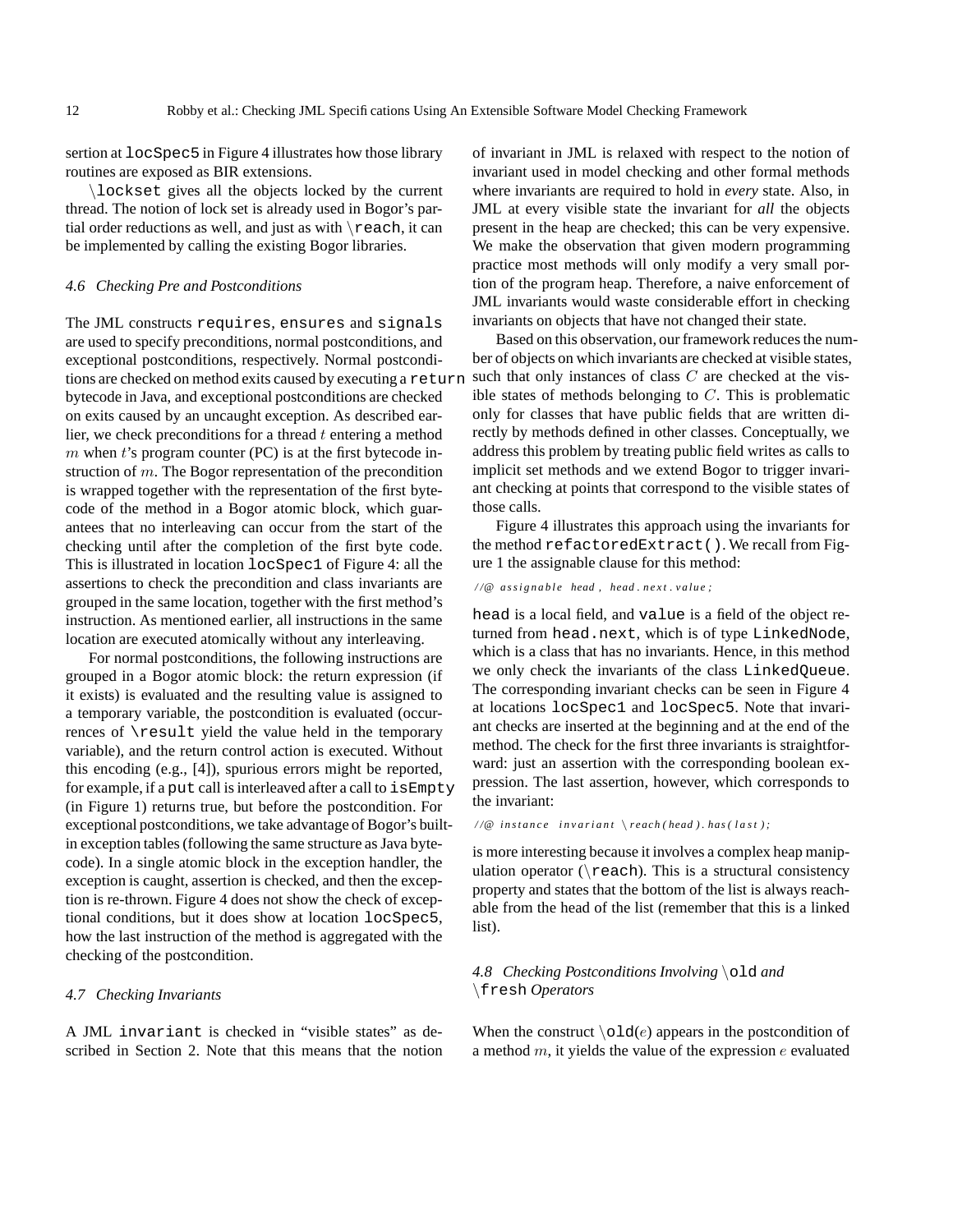sertion at `locSpec5` in Figure 4 illustrates how those library routines are exposed as BIR extensions.

`\lockset` gives all the objects locked by the current thread. The notion of lock set is already used in Bogor's partial order reductions as well, and just as with `\reach`, it can be implemented by calling the existing Bogor libraries.

### 4.6 Checking Pre and Postconditions

The JML constructs `requires`, `ensures` and `signals` are used to specify preconditions, normal postconditions, and exceptional postconditions, respectively. Normal postconditions are checked on method exits caused by executing a `return` bytecode in Java, and exceptional postconditions are checked on exits caused by an uncaught exception. As described earlier, we check preconditions for a thread $t$ entering a method $m$ when $t$'s program counter (PC) is at the first bytecode instruction of $m$. The Bogor representation of the precondition is wrapped together with the representation of the first bytecode of the method in a Bogor atomic block, which guarantees that no interleaving can occur from the start of the checking until after the completion of the first byte code. This is illustrated in location `locSpec1` of Figure 4: all the assertions to check the precondition and class invariants are grouped in the same location, together with the first method's instruction. As mentioned earlier, all instructions in the same location are executed atomically without any interleaving.

For normal postconditions, the following instructions are grouped in a Bogor atomic block: the return expression (if it exists) is evaluated and the resulting value is assigned to a temporary variable, the postcondition is evaluated (occurrences of `\result` yield the value held in the temporary variable), and the return control action is executed. Without this encoding (e.g., [4]), spurious errors might be reported, for example, if a `put` call is interleaved after a call to `isEmpty` (in Figure 1) returns true, but before the postcondition. For exceptional postconditions, we take advantage of Bogor's built-in exception tables (following the same structure as Java bytecode). In a single atomic block in the exception handler, the exception is caught, assertion is checked, and then the exception is re-thrown. Figure 4 does not show the check of exceptional conditions, but it does show at location `locSpec5`, how the last instruction of the method is aggregated with the checking of the postcondition.

### 4.7 Checking Invariants

A JML `invariant` is checked in "visible states" as described in Section 2. Note that this means that the notion of invariant in JML is relaxed with respect to the notion of invariant used in model checking and other formal methods where invariants are required to hold in *every* state. Also, in JML at every visible state the invariant for *all* the objects present in the heap are checked; this can be very expensive. We make the observation that given modern programming practice most methods will only modify a very small portion of the program heap. Therefore, a naive enforcement of JML invariants would waste considerable effort in checking invariants on objects that have not changed their state.

Based on this observation, our framework reduces the number of objects on which invariants are checked at visible states, such that only instances of class $C$ are checked at the visible states of methods belonging to $C$. This is problematic only for classes that have public fields that are written directly by methods defined in other classes. Conceptually, we address this problem by treating public field writes as calls to implicit set methods and we extend Bogor to trigger invariant checking at points that correspond to the visible states of those calls.

Figure 4 illustrates this approach using the invariants for the method `refactoredExtract()`. We recall from Figure 1 the assignable clause for this method:

```
//@ assignable head, head.next.value;
```

`head` is a local field, and `value` is a field of the object returned from `head.next`, which is of type `LinkedNode`, which is a class that has no invariants. Hence, in this method we only check the invariants of the class `LinkedQueue`. The corresponding invariant checks can be seen in Figure 4 at locations `locSpec1` and `locSpec5`. Note that invariant checks are inserted at the beginning and at the end of the method. The check for the first three invariants is straightforward: just an assertion with the corresponding boolean expression. The last assertion, however, which corresponds to the invariant:

```
//@ instance invariant \reach(head).has(last);
```

is more interesting because it involves a complex heap manipulation operator (`\reach`). This is a structural consistency property and states that the bottom of the list is always reachable from the head of the list (remember that this is a linked list).

### 4.8 Checking Postconditions Involving `\old` and `\fresh` Operators

When the construct `\old`($e$) appears in the postcondition of a method $m$, it yields the value of the expression $e$ evaluated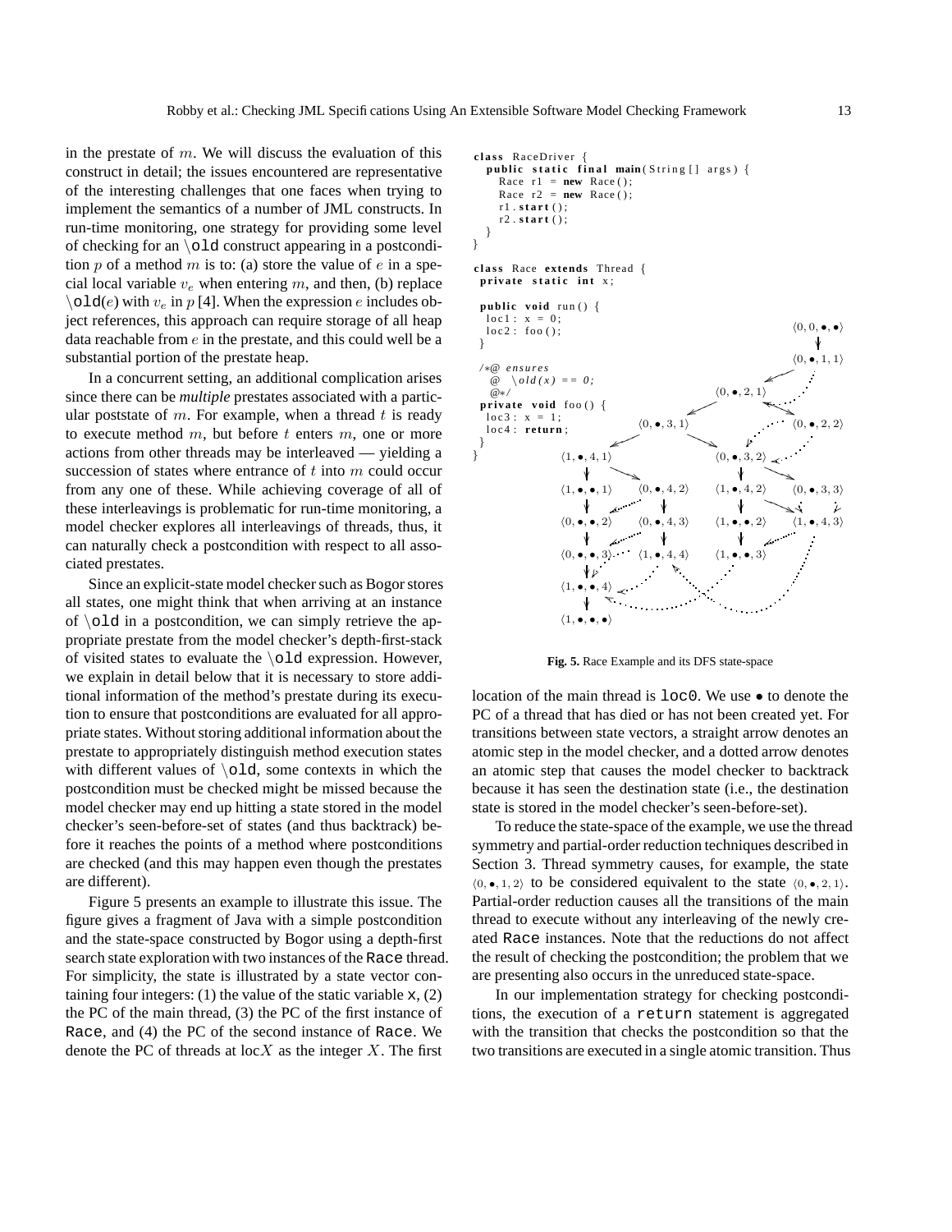in the prestate of $m$. We will discuss the evaluation of this construct in detail; the issues encountered are representative of the interesting challenges that one faces when trying to implement the semantics of a number of JML constructs. In run-time monitoring, one strategy for providing some level of checking for an \old construct appearing in a postcondition $p$ of a method $m$ is to: (a) store the value of $e$ in a special local variable $v_e$ when entering $m$, and then, (b) replace \old($e$) with $v_e$ in $p$ [4]. When the expression $e$ includes object references, this approach can require storage of all heap data reachable from $e$ in the prestate, and this could well be a substantial portion of the prestate heap.

In a concurrent setting, an additional complication arises since there can be *multiple* prestates associated with a particular poststate of $m$. For example, when a thread $t$ is ready to execute method $m$, but before $t$ enters $m$, one or more actions from other threads may be interleaved — yielding a succession of states where entrance of $t$ into $m$ could occur from any one of these. While achieving coverage of all of these interleavings is problematic for run-time monitoring, a model checker explores all interleavings of threads, thus, it can naturally check a postcondition with respect to all associated prestates.

Since an explicit-state model checker such as Bogor stores all states, one might think that when arriving at an instance of \old in a postcondition, we can simply retrieve the appropriate prestate from the model checker's depth-first-stack of visited states to evaluate the \old expression. However, we explain in detail below that it is necessary to store additional information of the method's prestate during its execution to ensure that postconditions are evaluated for all appropriate states. Without storing additional information about the prestate to appropriately distinguish method execution states with different values of \old, some contexts in which the postcondition must be checked might be missed because the model checker may end up hitting a state stored in the model checker's seen-before-set of states (and thus backtrack) before it reaches the points of a method where postconditions are checked (and this may happen even though the prestates are different).

Figure 5 presents an example to illustrate this issue. The figure gives a fragment of Java with a simple postcondition and the state-space constructed by Bogor using a depth-first search state exploration with two instances of the Race thread. For simplicity, the state is illustrated by a state vector containing four integers: (1) the value of the static variable x, (2) the PC of the main thread, (3) the PC of the first instance of Race, and (4) the PC of the second instance of Race. We denote the PC of threads at loc$X$ as the integer $X$. The first

```
class RaceDriver {
  public static final main(String[] args) {
    Race r1 = new Race();
    Race r2 = new Race();
    r1.start();
    r2.start();
  }
}

class Race extends Thread {
 private static int x;

 public void run() {
  loc1: x = 0;
  loc2: foo();
 }

 /*@ ensures
   @  \old(x) == 0;
   @*/
 private void foo() {
  loc3: x = 1;
  loc4: return;
 }
}
```

$\langle 0,0,\bullet,\bullet\rangle$
$\langle 0,\bullet,1,1\rangle$
$\langle 0,\bullet,2,1\rangle$
$\langle 0,\bullet,3,1\rangle$ $\langle 0,\bullet,2,2\rangle$
$\langle 1,\bullet,4,1\rangle$ $\langle 0,\bullet,3,2\rangle$
$\langle 1,\bullet,\bullet,1\rangle$ $\langle 0,\bullet,4,2\rangle$ $\langle 1,\bullet,4,2\rangle$ $\langle 0,\bullet,3,3\rangle$
$\langle 0,\bullet,\bullet,2\rangle$ $\langle 0,\bullet,4,3\rangle$ $\langle 1,\bullet,\bullet,2\rangle$ $\langle 1,\bullet,4,3\rangle$
$\langle 0,\bullet,\bullet,3\rangle$ $\langle 1,\bullet,4,4\rangle$ $\langle 1,\bullet,\bullet,3\rangle$
$\langle 1,\bullet,\bullet,4\rangle$
$\langle 1,\bullet,\bullet,\bullet\rangle$

**Fig. 5.** Race Example and its DFS state-space

location of the main thread is loc0. We use $\bullet$ to denote the PC of a thread that has died or has not been created yet. For transitions between state vectors, a straight arrow denotes an atomic step in the model checker, and a dotted arrow denotes an atomic step that causes the model checker to backtrack because it has seen the destination state (i.e., the destination state is stored in the model checker's seen-before-set).

To reduce the state-space of the example, we use the thread symmetry and partial-order reduction techniques described in Section 3. Thread symmetry causes, for example, the state $\langle 0,\bullet,1,2\rangle$ to be considered equivalent to the state $\langle 0,\bullet,2,1\rangle$. Partial-order reduction causes all the transitions of the main thread to execute without any interleaving of the newly created Race instances. Note that the reductions do not affect the result of checking the postcondition; the problem that we are presenting also occurs in the unreduced state-space.

In our implementation strategy for checking postconditions, the execution of a return statement is aggregated with the transition that checks the postcondition so that the two transitions are executed in a single atomic transition. Thus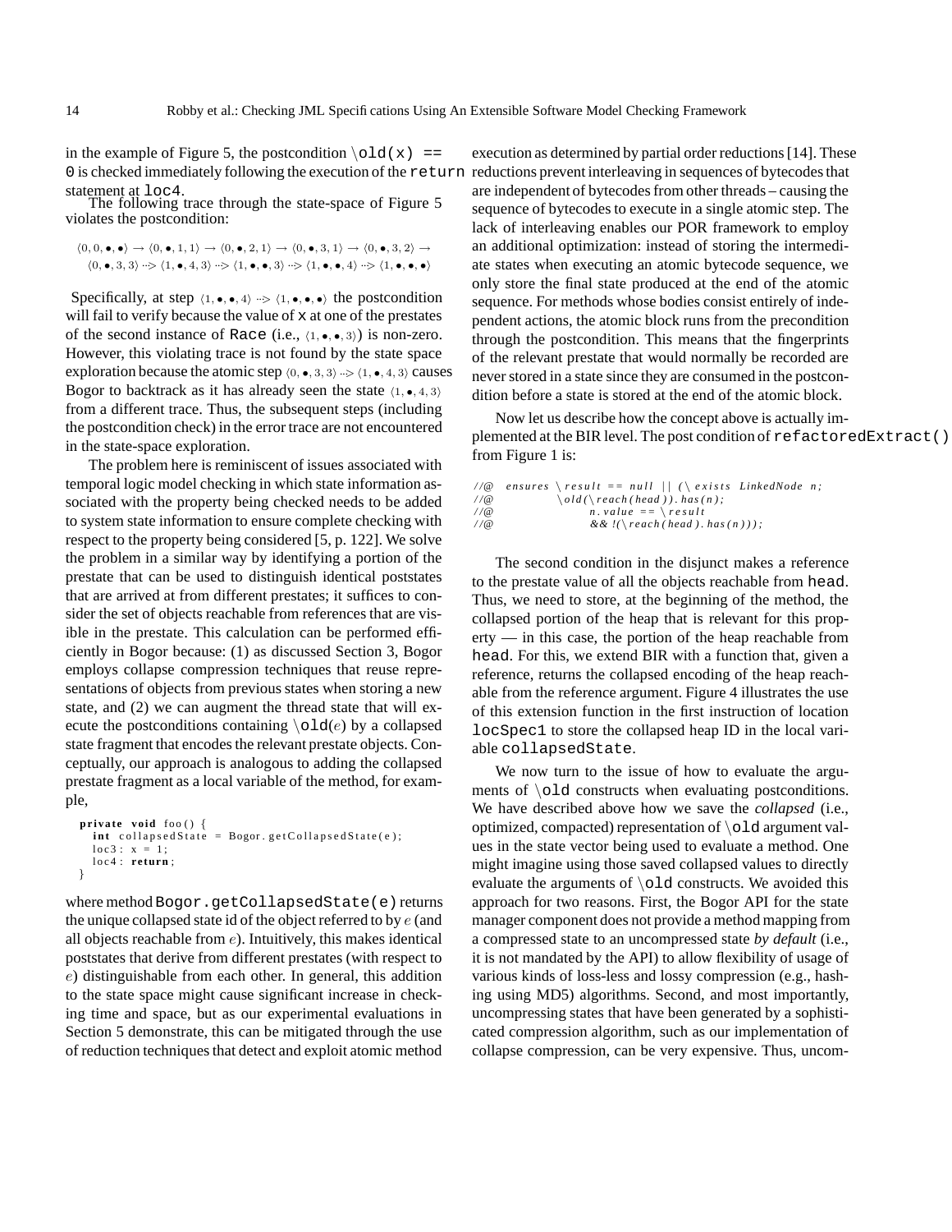in the example of Figure 5, the postcondition `\old(x) == 0` is checked immediately following the execution of the `return` statement at `loc4`.

The following trace through the state-space of Figure 5 violates the postcondition:

$$\langle 0,0,\bullet,\bullet\rangle \rightarrow \langle 0,\bullet,1,1\rangle \rightarrow \langle 0,\bullet,2,1\rangle \rightarrow \langle 0,\bullet,3,1\rangle \rightarrow \langle 0,\bullet,3,2\rangle \rightarrow$$
$$\langle 0,\bullet,3,3\rangle \dashrightarrow \langle 1,\bullet,4,3\rangle \dashrightarrow \langle 1,\bullet,\bullet,3\rangle \dashrightarrow \langle 1,\bullet,\bullet,4\rangle \dashrightarrow \langle 1,\bullet,\bullet,\bullet\rangle$$

Specifically, at step $\langle 1,\bullet,\bullet,4\rangle \dashrightarrow \langle 1,\bullet,\bullet,\bullet\rangle$ the postcondition will fail to verify because the value of `x` at one of the prestates of the second instance of `Race` (i.e., $\langle 1,\bullet,\bullet,3\rangle$) is non-zero. However, this violating trace is not found by the state space exploration because the atomic step $\langle 0,\bullet,3,3\rangle \dashrightarrow \langle 1,\bullet,4,3\rangle$ causes Bogor to backtrack as it has already seen the state $\langle 1,\bullet,4,3\rangle$ from a different trace. Thus, the subsequent steps (including the postcondition check) in the error trace are not encountered in the state-space exploration.

The problem here is reminiscent of issues associated with temporal logic model checking in which state information associated with the property being checked needs to be added to system state information to ensure complete checking with respect to the property being considered [5, p. 122]. We solve the problem in a similar way by identifying a portion of the prestate that can be used to distinguish identical poststates that are arrived at from different prestates; it suffices to consider the set of objects reachable from references that are visible in the prestate. This calculation can be performed efficiently in Bogor because: (1) as discussed Section 3, Bogor employs collapse compression techniques that reuse representations of objects from previous states when storing a new state, and (2) we can augment the thread state that will execute the postconditions containing `\old`($e$) by a collapsed state fragment that encodes the relevant prestate objects. Conceptually, our approach is analogous to adding the collapsed prestate fragment as a local variable of the method, for example,

```
private void foo() {
  int collapsedState = Bogor.getCollapsedState(e);
  loc3: x = 1;
  loc4: return;
}
```

where method `Bogor.getCollapsedState(e)` returns the unique collapsed state id of the object referred to by $e$ (and all objects reachable from $e$). Intuitively, this makes identical poststates that derive from different prestates (with respect to $e$) distinguishable from each other. In general, this addition to the state space might cause significant increase in checking time and space, but as our experimental evaluations in Section 5 demonstrate, this can be mitigated through the use of reduction techniques that detect and exploit atomic method execution as determined by partial order reductions [14]. These reductions prevent interleaving in sequences of bytecodes that are independent of bytecodes from other threads – causing the sequence of bytecodes to execute in a single atomic step. The lack of interleaving enables our POR framework to employ an additional optimization: instead of storing the intermediate states when executing an atomic bytecode sequence, we only store the final state produced at the end of the atomic sequence. For methods whose bodies consist entirely of independent actions, the atomic block runs from the precondition through the postcondition. This means that the fingerprints of the relevant prestate that would normally be recorded are never stored in a state since they are consumed in the postcondition before a state is stored at the end of the atomic block.

Now let us describe how the concept above is actually implemented at the BIR level. The post condition of `refactoredExtract()` from Figure 1 is:

```
//@  ensures \result == null || (\exists LinkedNode n;
//@           \old(\reach(head)).has(n);
//@                 n.value == \result
//@                 && !(\reach(head).has(n)));
```

The second condition in the disjunct makes a reference to the prestate value of all the objects reachable from `head`. Thus, we need to store, at the beginning of the method, the collapsed portion of the heap that is relevant for this property — in this case, the portion of the heap reachable from `head`. For this, we extend BIR with a function that, given a reference, returns the collapsed encoding of the heap reachable from the reference argument. Figure 4 illustrates the use of this extension function in the first instruction of location `locSpec1` to store the collapsed heap ID in the local variable `collapsedState`.

We now turn to the issue of how to evaluate the arguments of `\old` constructs when evaluating postconditions. We have described above how we save the *collapsed* (i.e., optimized, compacted) representation of `\old` argument values in the state vector being used to evaluate a method. One might imagine using those saved collapsed values to directly evaluate the arguments of `\old` constructs. We avoided this approach for two reasons. First, the Bogor API for the state manager component does not provide a method mapping from a compressed state to an uncompressed state *by default* (i.e., it is not mandated by the API) to allow flexibility of usage of various kinds of loss-less and lossy compression (e.g., hashing using MD5) algorithms. Second, and most importantly, uncompressing states that have been generated by a sophisticated compression algorithm, such as our implementation of collapse compression, can be very expensive. Thus, uncom-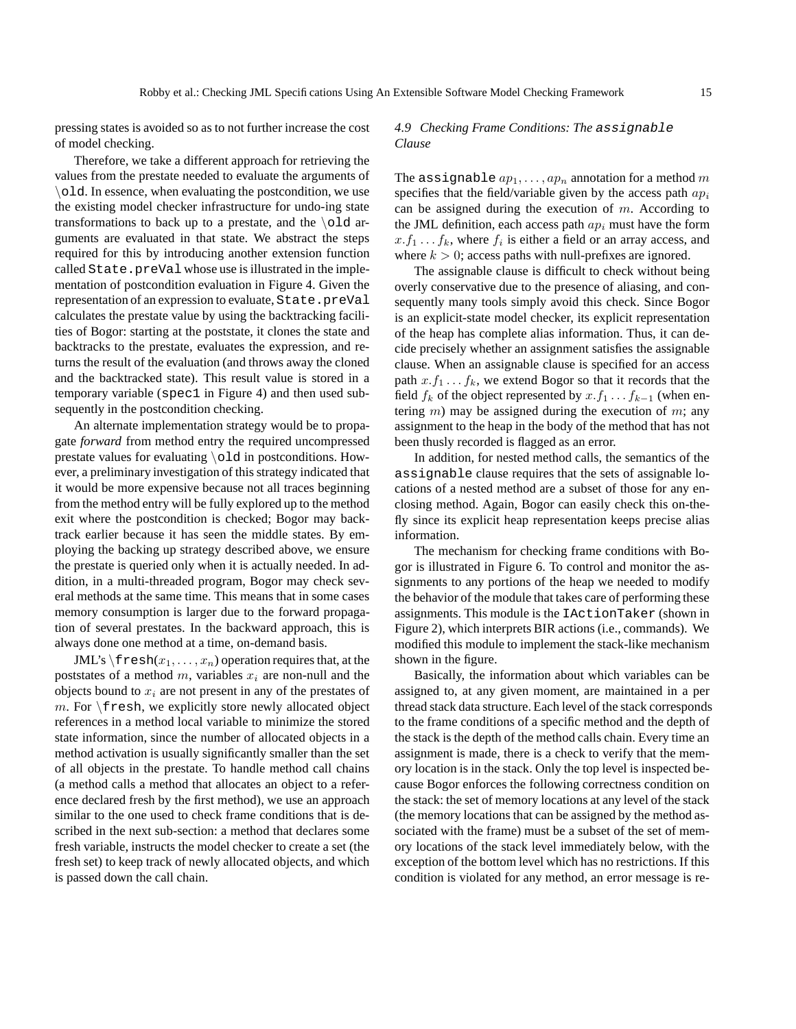pressing states is avoided so as to not further increase the cost of model checking.

Therefore, we take a different approach for retrieving the values from the prestate needed to evaluate the arguments of `\old`. In essence, when evaluating the postcondition, we use the existing model checker infrastructure for undo-ing state transformations to back up to a prestate, and the `\old` arguments are evaluated in that state. We abstract the steps required for this by introducing another extension function called `State.preVal` whose use is illustrated in the implementation of postcondition evaluation in Figure 4. Given the representation of an expression to evaluate, `State.preVal` calculates the prestate value by using the backtracking facilities of Bogor: starting at the poststate, it clones the state and backtracks to the prestate, evaluates the expression, and returns the result of the evaluation (and throws away the cloned and the backtracked state). This result value is stored in a temporary variable (`spec1` in Figure 4) and then used subsequently in the postcondition checking.

An alternate implementation strategy would be to propagate *forward* from method entry the required uncompressed prestate values for evaluating `\old` in postconditions. However, a preliminary investigation of this strategy indicated that it would be more expensive because not all traces beginning from the method entry will be fully explored up to the method exit where the postcondition is checked; Bogor may backtrack earlier because it has seen the middle states. By employing the backing up strategy described above, we ensure the prestate is queried only when it is actually needed. In addition, in a multi-threaded program, Bogor may check several methods at the same time. This means that in some cases memory consumption is larger due to the forward propagation of several prestates. In the backward approach, this is always done one method at a time, on-demand basis.

JML's `\fresh`$(x_1, \ldots, x_n)$ operation requires that, at the poststates of a method $m$, variables $x_i$ are non-null and the objects bound to $x_i$ are not present in any of the prestates of $m$. For `\fresh`, we explicitly store newly allocated object references in a method local variable to minimize the stored state information, since the number of allocated objects in a method activation is usually significantly smaller than the set of all objects in the prestate. To handle method call chains (a method calls a method that allocates an object to a reference declared fresh by the first method), we use an approach similar to the one used to check frame conditions that is described in the next sub-section: a method that declares some fresh variable, instructs the model checker to create a set (the fresh set) to keep track of newly allocated objects, and which is passed down the call chain.

### *4.9 Checking Frame Conditions: The `assignable` Clause*

The `assignable` $ap_1, \ldots, ap_n$ annotation for a method $m$ specifies that the field/variable given by the access path $ap_i$ can be assigned during the execution of $m$. According to the JML definition, each access path $ap_i$ must have the form $x.f_1 \ldots f_k$, where $f_i$ is either a field or an array access, and where $k > 0$; access paths with null-prefixes are ignored.

The assignable clause is difficult to check without being overly conservative due to the presence of aliasing, and consequently many tools simply avoid this check. Since Bogor is an explicit-state model checker, its explicit representation of the heap has complete alias information. Thus, it can decide precisely whether an assignment satisfies the assignable clause. When an assignable clause is specified for an access path $x.f_1 \ldots f_k$, we extend Bogor so that it records that the field $f_k$ of the object represented by $x.f_1 \ldots f_{k-1}$ (when entering $m$) may be assigned during the execution of $m$; any assignment to the heap in the body of the method that has not been thusly recorded is flagged as an error.

In addition, for nested method calls, the semantics of the `assignable` clause requires that the sets of assignable locations of a nested method are a subset of those for any enclosing method. Again, Bogor can easily check this on-the-fly since its explicit heap representation keeps precise alias information.

The mechanism for checking frame conditions with Bogor is illustrated in Figure 6. To control and monitor the assignments to any portions of the heap we needed to modify the behavior of the module that takes care of performing these assignments. This module is the `IActionTaker` (shown in Figure 2), which interprets BIR actions (i.e., commands). We modified this module to implement the stack-like mechanism shown in the figure.

Basically, the information about which variables can be assigned to, at any given moment, are maintained in a per thread stack data structure. Each level of the stack corresponds to the frame conditions of a specific method and the depth of the stack is the depth of the method calls chain. Every time an assignment is made, there is a check to verify that the memory location is in the stack. Only the top level is inspected because Bogor enforces the following correctness condition on the stack: the set of memory locations at any level of the stack (the memory locations that can be assigned by the method associated with the frame) must be a subset of the set of memory locations of the stack level immediately below, with the exception of the bottom level which has no restrictions. If this condition is violated for any method, an error message is re-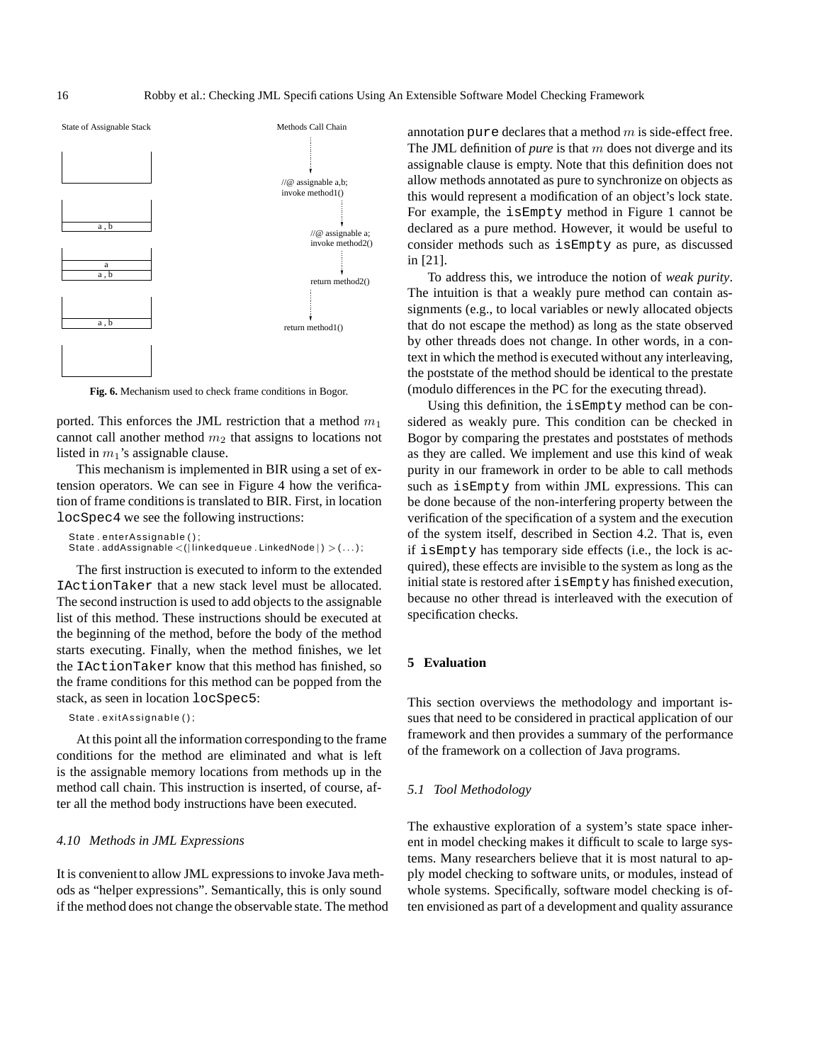State of Assignable Stack

Methods Call Chain

//@ assignable a,b;
invoke method1()

a , b

//@ assignable a;
invoke method2()

a
a , b

return method2()

a , b

return method1()

**Fig. 6.** Mechanism used to check frame conditions in Bogor.

ported. This enforces the JML restriction that a method $m_1$ cannot call another method $m_2$ that assigns to locations not listed in $m_1$'s assignable clause.

This mechanism is implemented in BIR using a set of extension operators. We can see in Figure 4 how the verification of frame conditions is translated to BIR. First, in location `locSpec4` we see the following instructions:

```
State . enterAssignable ( ) ;
State . addAssignable <(| linkedqueue . LinkedNode |) >( . . . ) ;
```

The first instruction is executed to inform to the extended `IActionTaker` that a new stack level must be allocated. The second instruction is used to add objects to the assignable list of this method. These instructions should be executed at the beginning of the method, before the body of the method starts executing. Finally, when the method finishes, we let the `IActionTaker` know that this method has finished, so the frame conditions for this method can be popped from the stack, as seen in location `locSpec5`:

```
State . exitAssignable ( ) ;
```

At this point all the information corresponding to the frame conditions for the method are eliminated and what is left is the assignable memory locations from methods up in the method call chain. This instruction is inserted, of course, after all the method body instructions have been executed.

### *4.10 Methods in JML Expressions*

It is convenient to allow JML expressions to invoke Java methods as "helper expressions". Semantically, this is only sound if the method does not change the observable state. The method annotation `pure` declares that a method $m$ is side-effect free. The JML definition of *pure* is that $m$ does not diverge and its assignable clause is empty. Note that this definition does not allow methods annotated as pure to synchronize on objects as this would represent a modification of an object's lock state. For example, the `isEmpty` method in Figure 1 cannot be declared as a pure method. However, it would be useful to consider methods such as `isEmpty` as pure, as discussed in [21].

To address this, we introduce the notion of *weak purity*. The intuition is that a weakly pure method can contain assignments (e.g., to local variables or newly allocated objects that do not escape the method) as long as the state observed by other threads does not change. In other words, in a context in which the method is executed without any interleaving, the poststate of the method should be identical to the prestate (modulo differences in the PC for the executing thread).

Using this definition, the `isEmpty` method can be considered as weakly pure. This condition can be checked in Bogor by comparing the prestates and poststates of methods as they are called. We implement and use this kind of weak purity in our framework in order to be able to call methods such as `isEmpty` from within JML expressions. This can be done because of the non-interfering property between the verification of the specification of a system and the execution of the system itself, described in Section 4.2. That is, even if `isEmpty` has temporary side effects (i.e., the lock is acquired), these effects are invisible to the system as long as the initial state is restored after `isEmpty` has finished execution, because no other thread is interleaved with the execution of specification checks.

## 5 Evaluation

This section overviews the methodology and important issues that need to be considered in practical application of our framework and then provides a summary of the performance of the framework on a collection of Java programs.

### *5.1 Tool Methodology*

The exhaustive exploration of a system's state space inherent in model checking makes it difficult to scale to large systems. Many researchers believe that it is most natural to apply model checking to software units, or modules, instead of whole systems. Specifically, software model checking is often envisioned as part of a development and quality assurance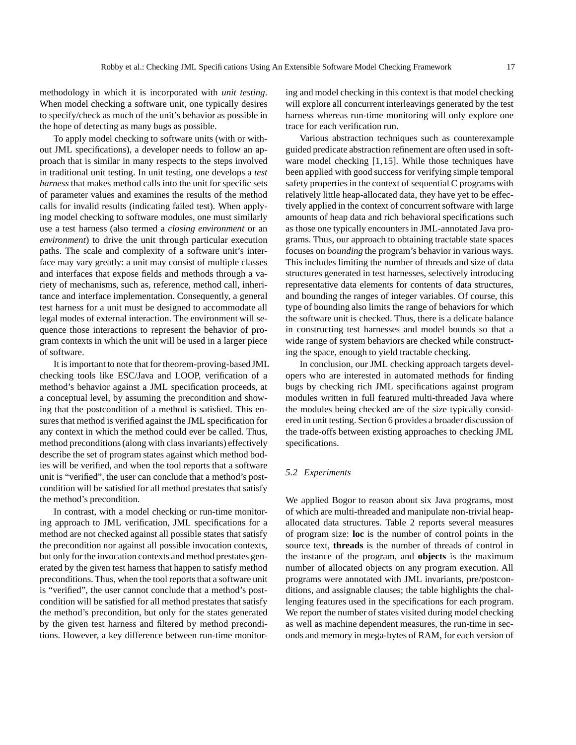methodology in which it is incorporated with *unit testing*. When model checking a software unit, one typically desires to specify/check as much of the unit's behavior as possible in the hope of detecting as many bugs as possible.

To apply model checking to software units (with or without JML specifications), a developer needs to follow an approach that is similar in many respects to the steps involved in traditional unit testing. In unit testing, one develops a *test harness* that makes method calls into the unit for specific sets of parameter values and examines the results of the method calls for invalid results (indicating failed test). When applying model checking to software modules, one must similarly use a test harness (also termed a *closing environment* or an *environment*) to drive the unit through particular execution paths. The scale and complexity of a software unit's interface may vary greatly: a unit may consist of multiple classes and interfaces that expose fields and methods through a variety of mechanisms, such as, reference, method call, inheritance and interface implementation. Consequently, a general test harness for a unit must be designed to accommodate all legal modes of external interaction. The environment will sequence those interactions to represent the behavior of program contexts in which the unit will be used in a larger piece of software.

It is important to note that for theorem-proving-based JML checking tools like ESC/Java and LOOP, verification of a method's behavior against a JML specification proceeds, at a conceptual level, by assuming the precondition and showing that the postcondition of a method is satisfied. This ensures that method is verified against the JML specification for any context in which the method could ever be called. Thus, method preconditions (along with class invariants) effectively describe the set of program states against which method bodies will be verified, and when the tool reports that a software unit is "verified", the user can conclude that a method's postcondition will be satisfied for all method prestates that satisfy the method's precondition.

In contrast, with a model checking or run-time monitoring approach to JML verification, JML specifications for a method are not checked against all possible states that satisfy the precondition nor against all possible invocation contexts, but only for the invocation contexts and method prestates generated by the given test harness that happen to satisfy method preconditions. Thus, when the tool reports that a software unit is "verified", the user cannot conclude that a method's postcondition will be satisfied for all method prestates that satisfy the method's precondition, but only for the states generated by the given test harness and filtered by method preconditions. However, a key difference between run-time monitoring and model checking in this context is that model checking will explore all concurrent interleavings generated by the test harness whereas run-time monitoring will only explore one trace for each verification run.

Various abstraction techniques such as counterexample guided predicate abstraction refinement are often used in software model checking [1,15]. While those techniques have been applied with good success for verifying simple temporal safety properties in the context of sequential C programs with relatively little heap-allocated data, they have yet to be effectively applied in the context of concurrent software with large amounts of heap data and rich behavioral specifications such as those one typically encounters in JML-annotated Java programs. Thus, our approach to obtaining tractable state spaces focuses on *bounding* the program's behavior in various ways. This includes limiting the number of threads and size of data structures generated in test harnesses, selectively introducing representative data elements for contents of data structures, and bounding the ranges of integer variables. Of course, this type of bounding also limits the range of behaviors for which the software unit is checked. Thus, there is a delicate balance in constructing test harnesses and model bounds so that a wide range of system behaviors are checked while constructing the space, enough to yield tractable checking.

In conclusion, our JML checking approach targets developers who are interested in automated methods for finding bugs by checking rich JML specifications against program modules written in full featured multi-threaded Java where the modules being checked are of the size typically considered in unit testing. Section 6 provides a broader discussion of the trade-offs between existing approaches to checking JML specifications.

### *5.2 Experiments*

We applied Bogor to reason about six Java programs, most of which are multi-threaded and manipulate non-trivial heap-allocated data structures. Table 2 reports several measures of program size: **loc** is the number of control points in the source text, **threads** is the number of threads of control in the instance of the program, and **objects** is the maximum number of allocated objects on any program execution. All programs were annotated with JML invariants, pre/postconditions, and assignable clauses; the table highlights the challenging features used in the specifications for each program. We report the number of states visited during model checking as well as machine dependent measures, the run-time in seconds and memory in mega-bytes of RAM, for each version of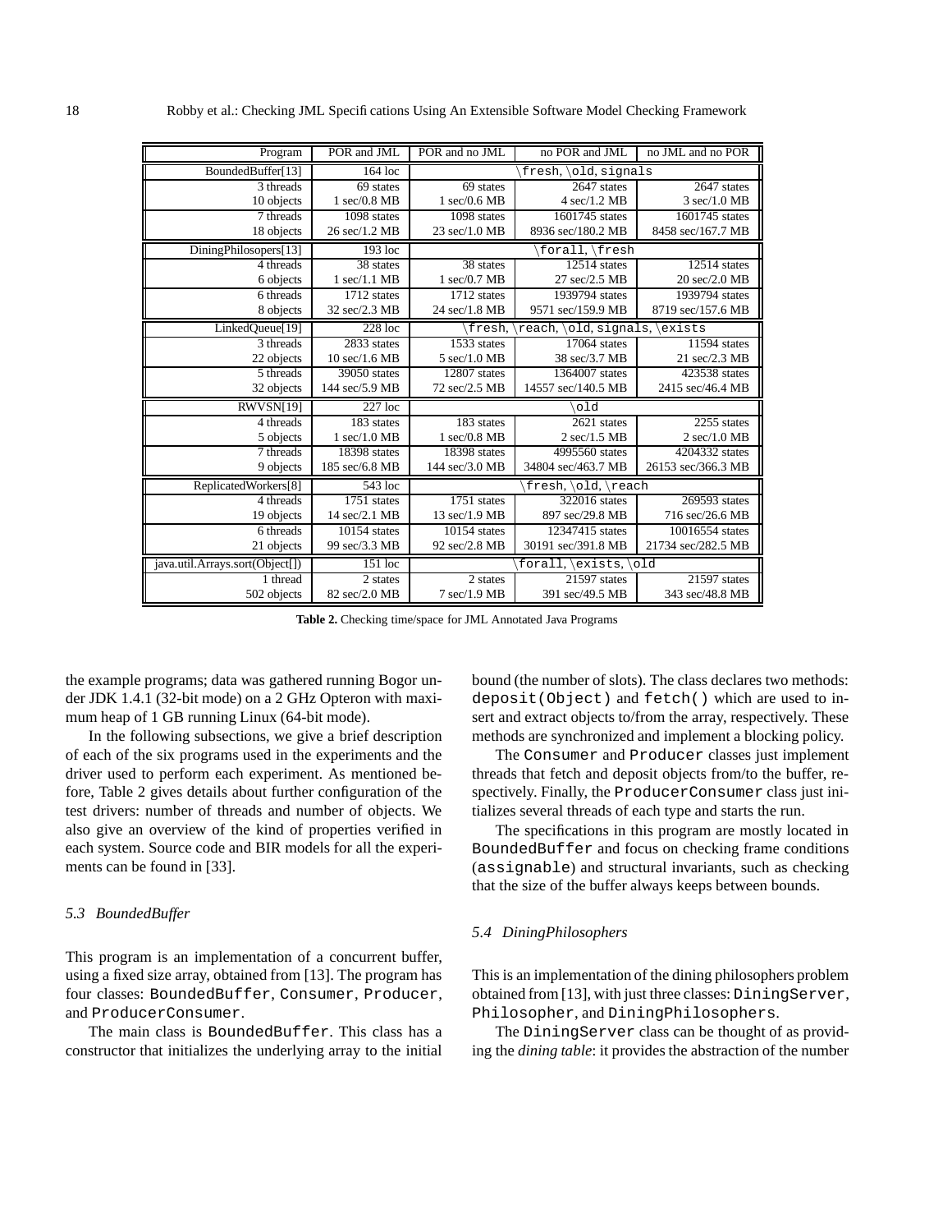| Program | POR and JML | POR and no JML | no POR and JML | no JML and no POR |
|---|---|---|---|---|
| BoundedBuffer[13] | 164 loc | \fresh, \old, signals | | |
| 3 threads | 69 states | 69 states | 2647 states | 2647 states |
| 10 objects | 1 sec/0.8 MB | 1 sec/0.6 MB | 4 sec/1.2 MB | 3 sec/1.0 MB |
| 7 threads | 1098 states | 1098 states | 1601745 states | 1601745 states |
| 18 objects | 26 sec/1.2 MB | 23 sec/1.0 MB | 8936 sec/180.2 MB | 8458 sec/167.7 MB |
| DiningPhilosopers[13] | 193 loc | \forall, \fresh | | |
| 4 threads | 38 states | 38 states | 12514 states | 12514 states |
| 6 objects | 1 sec/1.1 MB | 1 sec/0.7 MB | 27 sec/2.5 MB | 20 sec/2.0 MB |
| 6 threads | 1712 states | 1712 states | 1939794 states | 1939794 states |
| 8 objects | 32 sec/2.3 MB | 24 sec/1.8 MB | 9571 sec/159.9 MB | 8719 sec/157.6 MB |
| LinkedQueue[19] | 228 loc | \fresh, \reach, \old, signals, \exists | | |
| 3 threads | 2833 states | 1533 states | 17064 states | 11594 states |
| 22 objects | 10 sec/1.6 MB | 5 sec/1.0 MB | 38 sec/3.7 MB | 21 sec/2.3 MB |
| 5 threads | 39050 states | 12807 states | 1364007 states | 423538 states |
| 32 objects | 144 sec/5.9 MB | 72 sec/2.5 MB | 14557 sec/140.5 MB | 2415 sec/46.4 MB |
| RWVSN[19] | 227 loc | \old | | |
| 4 threads | 183 states | 183 states | 2621 states | 2255 states |
| 5 objects | 1 sec/1.0 MB | 1 sec/0.8 MB | 2 sec/1.5 MB | 2 sec/1.0 MB |
| 7 threads | 18398 states | 18398 states | 4995560 states | 4204332 states |
| 9 objects | 185 sec/6.8 MB | 144 sec/3.0 MB | 34804 sec/463.7 MB | 26153 sec/366.3 MB |
| ReplicatedWorkers[8] | 543 loc | \fresh, \old, \reach | | |
| 4 threads | 1751 states | 1751 states | 322016 states | 269593 states |
| 19 objects | 14 sec/2.1 MB | 13 sec/1.9 MB | 897 sec/29.8 MB | 716 sec/26.6 MB |
| 6 threads | 10154 states | 10154 states | 12347415 states | 10016554 states |
| 21 objects | 99 sec/3.3 MB | 92 sec/2.8 MB | 30191 sec/391.8 MB | 21734 sec/282.5 MB |
| java.util.Arrays.sort(Object[]) | 151 loc | \forall, \exists, \old | | |
| 1 thread | 2 states | 2 states | 21597 states | 21597 states |
| 502 objects | 82 sec/2.0 MB | 7 sec/1.9 MB | 391 sec/49.5 MB | 343 sec/48.8 MB |

**Table 2.** Checking time/space for JML Annotated Java Programs

the example programs; data was gathered running Bogor under JDK 1.4.1 (32-bit mode) on a 2 GHz Opteron with maximum heap of 1 GB running Linux (64-bit mode).

In the following subsections, we give a brief description of each of the six programs used in the experiments and the driver used to perform each experiment. As mentioned before, Table 2 gives details about further configuration of the test drivers: number of threads and number of objects. We also give an overview of the kind of properties verified in each system. Source code and BIR models for all the experiments can be found in [33].

### *5.3 BoundedBuffer*

This program is an implementation of a concurrent buffer, using a fixed size array, obtained from [13]. The program has four classes: `BoundedBuffer`, `Consumer`, `Producer`, and `ProducerConsumer`.

The main class is `BoundedBuffer`. This class has a constructor that initializes the underlying array to the initial bound (the number of slots). The class declares two methods: `deposit(Object)` and `fetch()` which are used to insert and extract objects to/from the array, respectively. These methods are synchronized and implement a blocking policy.

The `Consumer` and `Producer` classes just implement threads that fetch and deposit objects from/to the buffer, respectively. Finally, the `ProducerConsumer` class just initializes several threads of each type and starts the run.

The specifications in this program are mostly located in `BoundedBuffer` and focus on checking frame conditions (`assignable`) and structural invariants, such as checking that the size of the buffer always keeps between bounds.

### *5.4 DiningPhilosophers*

This is an implementation of the dining philosophers problem obtained from [13], with just three classes: `DiningServer`, `Philosopher`, and `DiningPhilosophers`.

The `DiningServer` class can be thought of as providing the *dining table*: it provides the abstraction of the number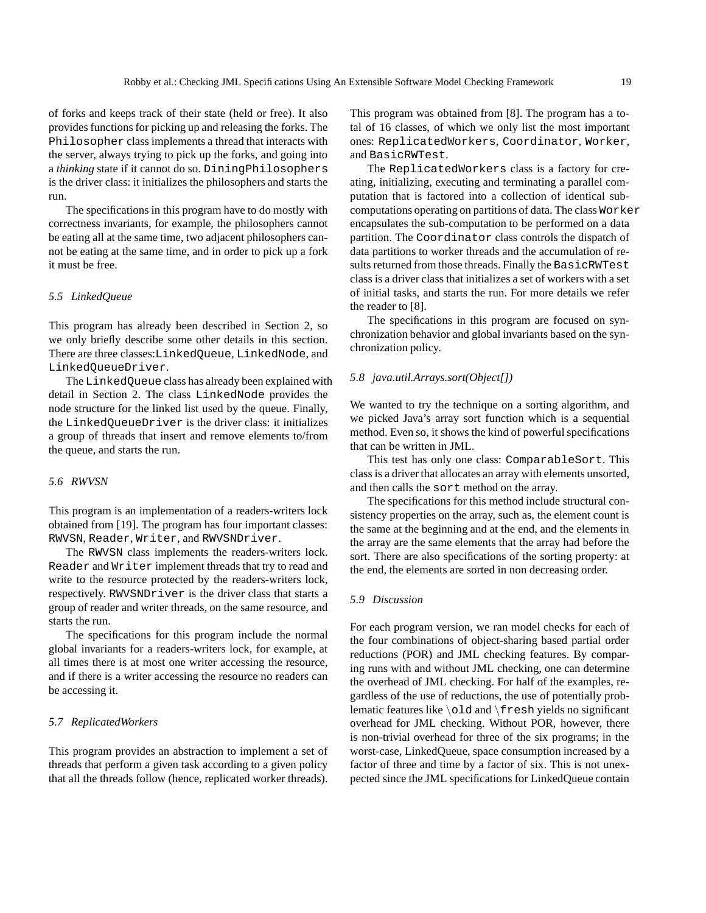of forks and keeps track of their state (held or free). It also provides functions for picking up and releasing the forks. The `Philosopher` class implements a thread that interacts with the server, always trying to pick up the forks, and going into a *thinking* state if it cannot do so. `DiningPhilosophers` is the driver class: it initializes the philosophers and starts the run.

The specifications in this program have to do mostly with correctness invariants, for example, the philosophers cannot be eating all at the same time, two adjacent philosophers cannot be eating at the same time, and in order to pick up a fork it must be free.

### *5.5 LinkedQueue*

This program has already been described in Section 2, so we only briefly describe some other details in this section. There are three classes:`LinkedQueue`, `LinkedNode`, and `LinkedQueueDriver`.

The `LinkedQueue` class has already been explained with detail in Section 2. The class `LinkedNode` provides the node structure for the linked list used by the queue. Finally, the `LinkedQueueDriver` is the driver class: it initializes a group of threads that insert and remove elements to/from the queue, and starts the run.

### *5.6 RWVSN*

This program is an implementation of a readers-writers lock obtained from [19]. The program has four important classes: `RWVSN`, `Reader`, `Writer`, and `RWVSNDriver`.

The `RWVSN` class implements the readers-writers lock. `Reader` and `Writer` implement threads that try to read and write to the resource protected by the readers-writers lock, respectively. `RWVSNDriver` is the driver class that starts a group of reader and writer threads, on the same resource, and starts the run.

The specifications for this program include the normal global invariants for a readers-writers lock, for example, at all times there is at most one writer accessing the resource, and if there is a writer accessing the resource no readers can be accessing it.

### *5.7 ReplicatedWorkers*

This program provides an abstraction to implement a set of threads that perform a given task according to a given policy that all the threads follow (hence, replicated worker threads). This program was obtained from [8]. The program has a total of 16 classes, of which we only list the most important ones: `ReplicatedWorkers`, `Coordinator`, `Worker`, and `BasicRWTest`.

The `ReplicatedWorkers` class is a factory for creating, initializing, executing and terminating a parallel computation that is factored into a collection of identical subcomputations operating on partitions of data. The class `Worker` encapsulates the sub-computation to be performed on a data partition. The `Coordinator` class controls the dispatch of data partitions to worker threads and the accumulation of results returned from those threads. Finally the `BasicRWTest` class is a driver class that initializes a set of workers with a set of initial tasks, and starts the run. For more details we refer the reader to [8].

The specifications in this program are focused on synchronization behavior and global invariants based on the synchronization policy.

### *5.8 java.util.Arrays.sort(Object[])*

We wanted to try the technique on a sorting algorithm, and we picked Java's array sort function which is a sequential method. Even so, it shows the kind of powerful specifications that can be written in JML.

This test has only one class: `ComparableSort`. This class is a driver that allocates an array with elements unsorted, and then calls the `sort` method on the array.

The specifications for this method include structural consistency properties on the array, such as, the element count is the same at the beginning and at the end, and the elements in the array are the same elements that the array had before the sort. There are also specifications of the sorting property: at the end, the elements are sorted in non decreasing order.

### *5.9 Discussion*

For each program version, we ran model checks for each of the four combinations of object-sharing based partial order reductions (POR) and JML checking features. By comparing runs with and without JML checking, one can determine the overhead of JML checking. For half of the examples, regardless of the use of reductions, the use of potentially problematic features like `\old` and `\fresh` yields no significant overhead for JML checking. Without POR, however, there is non-trivial overhead for three of the six programs; in the worst-case, LinkedQueue, space consumption increased by a factor of three and time by a factor of six. This is not unexpected since the JML specifications for LinkedQueue contain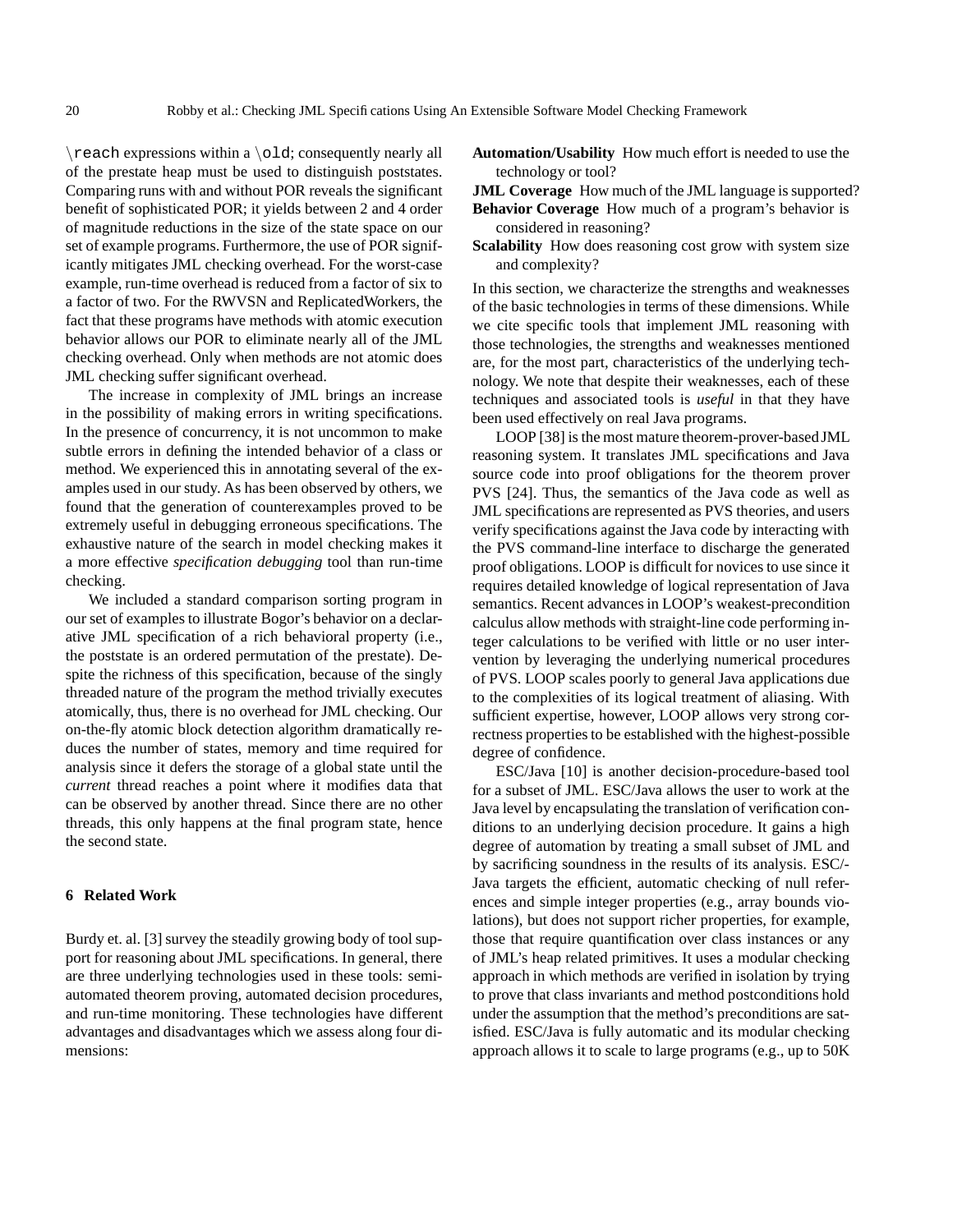\reach expressions within a \old; consequently nearly all of the prestate heap must be used to distinguish poststates. Comparing runs with and without POR reveals the significant benefit of sophisticated POR; it yields between 2 and 4 order of magnitude reductions in the size of the state space on our set of example programs. Furthermore, the use of POR significantly mitigates JML checking overhead. For the worst-case example, run-time overhead is reduced from a factor of six to a factor of two. For the RWVSN and ReplicatedWorkers, the fact that these programs have methods with atomic execution behavior allows our POR to eliminate nearly all of the JML checking overhead. Only when methods are not atomic does JML checking suffer significant overhead.

The increase in complexity of JML brings an increase in the possibility of making errors in writing specifications. In the presence of concurrency, it is not uncommon to make subtle errors in defining the intended behavior of a class or method. We experienced this in annotating several of the examples used in our study. As has been observed by others, we found that the generation of counterexamples proved to be extremely useful in debugging erroneous specifications. The exhaustive nature of the search in model checking makes it a more effective *specification debugging* tool than run-time checking.

We included a standard comparison sorting program in our set of examples to illustrate Bogor's behavior on a declarative JML specification of a rich behavioral property (i.e., the poststate is an ordered permutation of the prestate). Despite the richness of this specification, because of the singly threaded nature of the program the method trivially executes atomically, thus, there is no overhead for JML checking. Our on-the-fly atomic block detection algorithm dramatically reduces the number of states, memory and time required for analysis since it defers the storage of a global state until the *current* thread reaches a point where it modifies data that can be observed by another thread. Since there are no other threads, this only happens at the final program state, hence the second state.

## 6 Related Work

Burdy et. al. [3] survey the steadily growing body of tool support for reasoning about JML specifications. In general, there are three underlying technologies used in these tools: semi-automated theorem proving, automated decision procedures, and run-time monitoring. These technologies have different advantages and disadvantages which we assess along four dimensions:

**Automation/Usability** How much effort is needed to use the technology or tool?

**JML Coverage** How much of the JML language is supported?

**Behavior Coverage** How much of a program's behavior is considered in reasoning?

**Scalability** How does reasoning cost grow with system size and complexity?

In this section, we characterize the strengths and weaknesses of the basic technologies in terms of these dimensions. While we cite specific tools that implement JML reasoning with those technologies, the strengths and weaknesses mentioned are, for the most part, characteristics of the underlying technology. We note that despite their weaknesses, each of these techniques and associated tools is *useful* in that they have been used effectively on real Java programs.

LOOP [38] is the most mature theorem-prover-based JML reasoning system. It translates JML specifications and Java source code into proof obligations for the theorem prover PVS [24]. Thus, the semantics of the Java code as well as JML specifications are represented as PVS theories, and users verify specifications against the Java code by interacting with the PVS command-line interface to discharge the generated proof obligations. LOOP is difficult for novices to use since it requires detailed knowledge of logical representation of Java semantics. Recent advances in LOOP's weakest-precondition calculus allow methods with straight-line code performing integer calculations to be verified with little or no user intervention by leveraging the underlying numerical procedures of PVS. LOOP scales poorly to general Java applications due to the complexities of its logical treatment of aliasing. With sufficient expertise, however, LOOP allows very strong correctness properties to be established with the highest-possible degree of confidence.

ESC/Java [10] is another decision-procedure-based tool for a subset of JML. ESC/Java allows the user to work at the Java level by encapsulating the translation of verification conditions to an underlying decision procedure. It gains a high degree of automation by treating a small subset of JML and by sacrificing soundness in the results of its analysis. ESC/-Java targets the efficient, automatic checking of null references and simple integer properties (e.g., array bounds violations), but does not support richer properties, for example, those that require quantification over class instances or any of JML's heap related primitives. It uses a modular checking approach in which methods are verified in isolation by trying to prove that class invariants and method postconditions hold under the assumption that the method's preconditions are satisfied. ESC/Java is fully automatic and its modular checking approach allows it to scale to large programs (e.g., up to 50K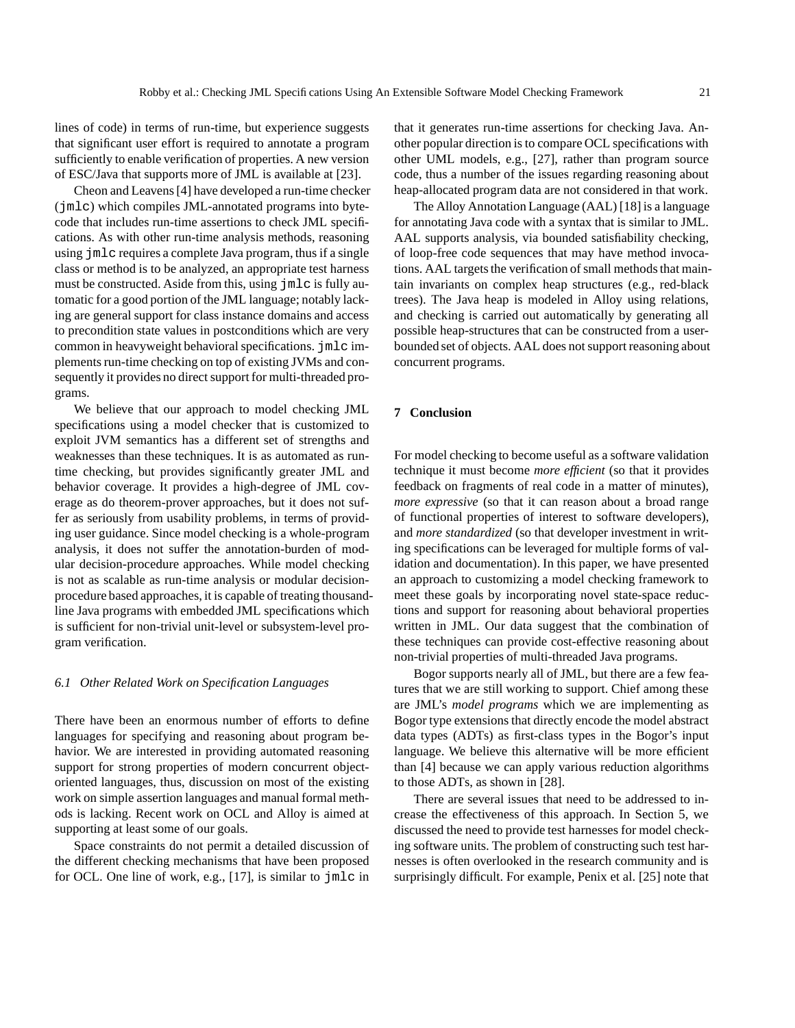lines of code) in terms of run-time, but experience suggests that significant user effort is required to annotate a program sufficiently to enable verification of properties. A new version of ESC/Java that supports more of JML is available at [23].

Cheon and Leavens [4] have developed a run-time checker (`jmlc`) which compiles JML-annotated programs into bytecode that includes run-time assertions to check JML specifications. As with other run-time analysis methods, reasoning using `jmlc` requires a complete Java program, thus if a single class or method is to be analyzed, an appropriate test harness must be constructed. Aside from this, using `jmlc` is fully automatic for a good portion of the JML language; notably lacking are general support for class instance domains and access to precondition state values in postconditions which are very common in heavyweight behavioral specifications. `jmlc` implements run-time checking on top of existing JVMs and consequently it provides no direct support for multi-threaded programs.

We believe that our approach to model checking JML specifications using a model checker that is customized to exploit JVM semantics has a different set of strengths and weaknesses than these techniques. It is as automated as run-time checking, but provides significantly greater JML and behavior coverage. It provides a high-degree of JML coverage as do theorem-prover approaches, but it does not suffer as seriously from usability problems, in terms of providing user guidance. Since model checking is a whole-program analysis, it does not suffer the annotation-burden of modular decision-procedure approaches. While model checking is not as scalable as run-time analysis or modular decision-procedure based approaches, it is capable of treating thousand-line Java programs with embedded JML specifications which is sufficient for non-trivial unit-level or subsystem-level program verification.

### 6.1 Other Related Work on Specification Languages

There have been an enormous number of efforts to define languages for specifying and reasoning about program behavior. We are interested in providing automated reasoning support for strong properties of modern concurrent object-oriented languages, thus, discussion on most of the existing work on simple assertion languages and manual formal methods is lacking. Recent work on OCL and Alloy is aimed at supporting at least some of our goals.

Space constraints do not permit a detailed discussion of the different checking mechanisms that have been proposed for OCL. One line of work, e.g., [17], is similar to `jmlc` in that it generates run-time assertions for checking Java. Another popular direction is to compare OCL specifications with other UML models, e.g., [27], rather than program source code, thus a number of the issues regarding reasoning about heap-allocated program data are not considered in that work.

The Alloy Annotation Language (AAL) [18] is a language for annotating Java code with a syntax that is similar to JML. AAL supports analysis, via bounded satisfiability checking, of loop-free code sequences that may have method invocations. AAL targets the verification of small methods that maintain invariants on complex heap structures (e.g., red-black trees). The Java heap is modeled in Alloy using relations, and checking is carried out automatically by generating all possible heap-structures that can be constructed from a user-bounded set of objects. AAL does not support reasoning about concurrent programs.

## 7 Conclusion

For model checking to become useful as a software validation technique it must become *more efficient* (so that it provides feedback on fragments of real code in a matter of minutes), *more expressive* (so that it can reason about a broad range of functional properties of interest to software developers), and *more standardized* (so that developer investment in writing specifications can be leveraged for multiple forms of validation and documentation). In this paper, we have presented an approach to customizing a model checking framework to meet these goals by incorporating novel state-space reductions and support for reasoning about behavioral properties written in JML. Our data suggest that the combination of these techniques can provide cost-effective reasoning about non-trivial properties of multi-threaded Java programs.

Bogor supports nearly all of JML, but there are a few features that we are still working to support. Chief among these are JML's *model programs* which we are implementing as Bogor type extensions that directly encode the model abstract data types (ADTs) as first-class types in the Bogor's input language. We believe this alternative will be more efficient than [4] because we can apply various reduction algorithms to those ADTs, as shown in [28].

There are several issues that need to be addressed to increase the effectiveness of this approach. In Section 5, we discussed the need to provide test harnesses for model checking software units. The problem of constructing such test harnesses is often overlooked in the research community and is surprisingly difficult. For example, Penix et al. [25] note that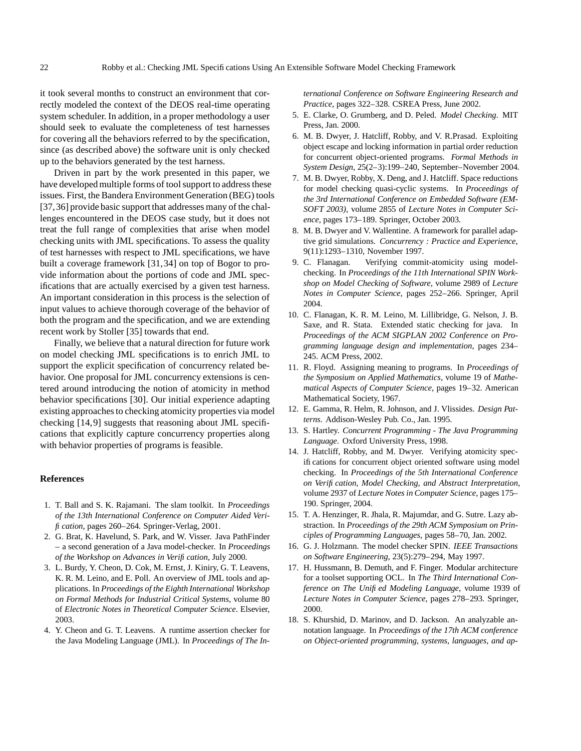it took several months to construct an environment that correctly modeled the context of the DEOS real-time operating system scheduler. In addition, in a proper methodology a user should seek to evaluate the completeness of test harnesses for covering all the behaviors referred to by the specification, since (as described above) the software unit is only checked up to the behaviors generated by the test harness.

Driven in part by the work presented in this paper, we have developed multiple forms of tool support to address these issues. First, the Bandera Environment Generation (BEG) tools [37,36] provide basic support that addresses many of the challenges encountered in the DEOS case study, but it does not treat the full range of complexities that arise when model checking units with JML specifications. To assess the quality of test harnesses with respect to JML specifications, we have built a coverage framework [31,34] on top of Bogor to provide information about the portions of code and JML specifications that are actually exercised by a given test harness. An important consideration in this process is the selection of input values to achieve thorough coverage of the behavior of both the program and the specification, and we are extending recent work by Stoller [35] towards that end.

Finally, we believe that a natural direction for future work on model checking JML specifications is to enrich JML to support the explicit specification of concurrency related behavior. One proposal for JML concurrency extensions is centered around introducing the notion of atomicity in method behavior specifications [30]. Our initial experience adapting existing approaches to checking atomicity properties via model checking [14,9] suggests that reasoning about JML specifications that explicitly capture concurrency properties along with behavior properties of programs is feasible.

## References

1. T. Ball and S. K. Rajamani. The slam toolkit. In *Proceedings of the 13th International Conference on Computer Aided Verification*, pages 260–264. Springer-Verlag, 2001.
2. G. Brat, K. Havelund, S. Park, and W. Visser. Java PathFinder – a second generation of a Java model-checker. In *Proceedings of the Workshop on Advances in Verification*, July 2000.
3. L. Burdy, Y. Cheon, D. Cok, M. Ernst, J. Kiniry, G. T. Leavens, K. R. M. Leino, and E. Poll. An overview of JML tools and applications. In *Proceedings of the Eighth International Workshop on Formal Methods for Industrial Critical Systems*, volume 80 of *Electronic Notes in Theoretical Computer Science*. Elsevier, 2003.
4. Y. Cheon and G. T. Leavens. A runtime assertion checker for the Java Modeling Language (JML). In *Proceedings of The International Conference on Software Engineering Research and Practice*, pages 322–328. CSREA Press, June 2002.
5. E. Clarke, O. Grumberg, and D. Peled. *Model Checking*. MIT Press, Jan. 2000.
6. M. B. Dwyer, J. Hatcliff, Robby, and V. R.Prasad. Exploiting object escape and locking information in partial order reduction for concurrent object-oriented programs. *Formal Methods in System Design*, 25(2–3):199–240, September–November 2004.
7. M. B. Dwyer, Robby, X. Deng, and J. Hatcliff. Space reductions for model checking quasi-cyclic systems. In *Proceedings of the 3rd International Conference on Embedded Software (EMSOFT 2003)*, volume 2855 of *Lecture Notes in Computer Science*, pages 173–189. Springer, October 2003.
8. M. B. Dwyer and V. Wallentine. A framework for parallel adaptive grid simulations. *Concurrency : Practice and Experience*, 9(11):1293–1310, November 1997.
9. C. Flanagan. Verifying commit-atomicity using model-checking. In *Proceedings of the 11th International SPIN Workshop on Model Checking of Software*, volume 2989 of *Lecture Notes in Computer Science*, pages 252–266. Springer, April 2004.
10. C. Flanagan, K. R. M. Leino, M. Lillibridge, G. Nelson, J. B. Saxe, and R. Stata. Extended static checking for java. In *Proceedings of the ACM SIGPLAN 2002 Conference on Programming language design and implementation*, pages 234–245. ACM Press, 2002.
11. R. Floyd. Assigning meaning to programs. In *Proceedings of the Symposium on Applied Mathematics*, volume 19 of *Mathematical Aspects of Computer Science*, pages 19–32. American Mathematical Society, 1967.
12. E. Gamma, R. Helm, R. Johnson, and J. Vlissides. *Design Patterns*. Addison-Wesley Pub. Co., Jan. 1995.
13. S. Hartley. *Concurrent Programming - The Java Programming Language*. Oxford University Press, 1998.
14. J. Hatcliff, Robby, and M. Dwyer. Verifying atomicity specifications for concurrent object oriented software using model checking. In *Proceedings of the 5th International Conference on Verification, Model Checking, and Abstract Interpretation*, volume 2937 of *Lecture Notes in Computer Science*, pages 175–190. Springer, 2004.
15. T. A. Henzinger, R. Jhala, R. Majumdar, and G. Sutre. Lazy abstraction. In *Proceedings of the 29th ACM Symposium on Principles of Programming Languages*, pages 58–70, Jan. 2002.
16. G. J. Holzmann. The model checker SPIN. *IEEE Transactions on Software Engineering*, 23(5):279–294, May 1997.
17. H. Hussmann, B. Demuth, and F. Finger. Modular architecture for a toolset supporting OCL. In *The Third International Conference On The Unified Modeling Language*, volume 1939 of *Lecture Notes in Computer Science*, pages 278–293. Springer, 2000.
18. S. Khurshid, D. Marinov, and D. Jackson. An analyzable annotation language. In *Proceedings of the 17th ACM conference on Object-oriented programming, systems, languages, and ap-*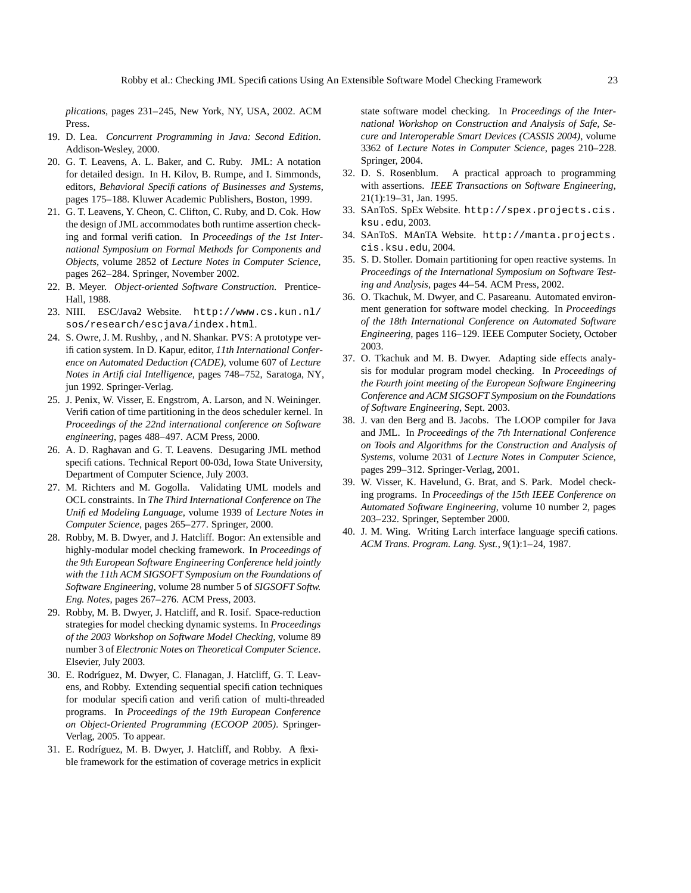*plications*, pages 231–245, New York, NY, USA, 2002. ACM Press.

19. D. Lea. *Concurrent Programming in Java: Second Edition*. Addison-Wesley, 2000.
20. G. T. Leavens, A. L. Baker, and C. Ruby. JML: A notation for detailed design. In H. Kilov, B. Rumpe, and I. Simmonds, editors, *Behavioral Specifications of Businesses and Systems*, pages 175–188. Kluwer Academic Publishers, Boston, 1999.
21. G. T. Leavens, Y. Cheon, C. Clifton, C. Ruby, and D. Cok. How the design of JML accommodates both runtime assertion checking and formal verification. In *Proceedings of the 1st International Symposium on Formal Methods for Components and Objects*, volume 2852 of *Lecture Notes in Computer Science*, pages 262–284. Springer, November 2002.
22. B. Meyer. *Object-oriented Software Construction*. Prentice-Hall, 1988.
23. NIII. ESC/Java2 Website. `http://www.cs.kun.nl/sos/research/escjava/index.html`.
24. S. Owre, J. M. Rushby, , and N. Shankar. PVS: A prototype verification system. In D. Kapur, editor, *11th International Conference on Automated Deduction (CADE)*, volume 607 of *Lecture Notes in Artificial Intelligence*, pages 748–752, Saratoga, NY, jun 1992. Springer-Verlag.
25. J. Penix, W. Visser, E. Engstrom, A. Larson, and N. Weininger. Verification of time partitioning in the deos scheduler kernel. In *Proceedings of the 22nd international conference on Software engineering*, pages 488–497. ACM Press, 2000.
26. A. D. Raghavan and G. T. Leavens. Desugaring JML method specifications. Technical Report 00-03d, Iowa State University, Department of Computer Science, July 2003.
27. M. Richters and M. Gogolla. Validating UML models and OCL constraints. In *The Third International Conference on The Unified Modeling Language*, volume 1939 of *Lecture Notes in Computer Science*, pages 265–277. Springer, 2000.
28. Robby, M. B. Dwyer, and J. Hatcliff. Bogor: An extensible and highly-modular model checking framework. In *Proceedings of the 9th European Software Engineering Conference held jointly with the 11th ACM SIGSOFT Symposium on the Foundations of Software Engineering*, volume 28 number 5 of *SIGSOFT Softw. Eng. Notes*, pages 267–276. ACM Press, 2003.
29. Robby, M. B. Dwyer, J. Hatcliff, and R. Iosif. Space-reduction strategies for model checking dynamic systems. In *Proceedings of the 2003 Workshop on Software Model Checking*, volume 89 number 3 of *Electronic Notes on Theoretical Computer Science*. Elsevier, July 2003.
30. E. Rodríguez, M. Dwyer, C. Flanagan, J. Hatcliff, G. T. Leavens, and Robby. Extending sequential specification techniques for modular specification and verification of multi-threaded programs. In *Proceedings of the 19th European Conference on Object-Oriented Programming (ECOOP 2005)*. Springer-Verlag, 2005. To appear.
31. E. Rodríguez, M. B. Dwyer, J. Hatcliff, and Robby. A flexible framework for the estimation of coverage metrics in explicit state software model checking. In *Proceedings of the International Workshop on Construction and Analysis of Safe, Secure and Interoperable Smart Devices (CASSIS 2004)*, volume 3362 of *Lecture Notes in Computer Science*, pages 210–228. Springer, 2004.
32. D. S. Rosenblum. A practical approach to programming with assertions. *IEEE Transactions on Software Engineering*, 21(1):19–31, Jan. 1995.
33. SAnToS. SpEx Website. `http://spex.projects.cis.ksu.edu`, 2003.
34. SAnToS. MAnTA Website. `http://manta.projects.cis.ksu.edu`, 2004.
35. S. D. Stoller. Domain partitioning for open reactive systems. In *Proceedings of the International Symposium on Software Testing and Analysis*, pages 44–54. ACM Press, 2002.
36. O. Tkachuk, M. Dwyer, and C. Pasareanu. Automated environment generation for software model checking. In *Proceedings of the 18th International Conference on Automated Software Engineering*, pages 116–129. IEEE Computer Society, October 2003.
37. O. Tkachuk and M. B. Dwyer. Adapting side effects analysis for modular program model checking. In *Proceedings of the Fourth joint meeting of the European Software Engineering Conference and ACM SIGSOFT Symposium on the Foundations of Software Engineering*, Sept. 2003.
38. J. van den Berg and B. Jacobs. The LOOP compiler for Java and JML. In *Proceedings of the 7th International Conference on Tools and Algorithms for the Construction and Analysis of Systems*, volume 2031 of *Lecture Notes in Computer Science*, pages 299–312. Springer-Verlag, 2001.
39. W. Visser, K. Havelund, G. Brat, and S. Park. Model checking programs. In *Proceedings of the 15th IEEE Conference on Automated Software Engineering*, volume 10 number 2, pages 203–232. Springer, September 2000.
40. J. M. Wing. Writing Larch interface language specifications. *ACM Trans. Program. Lang. Syst.*, 9(1):1–24, 1987.